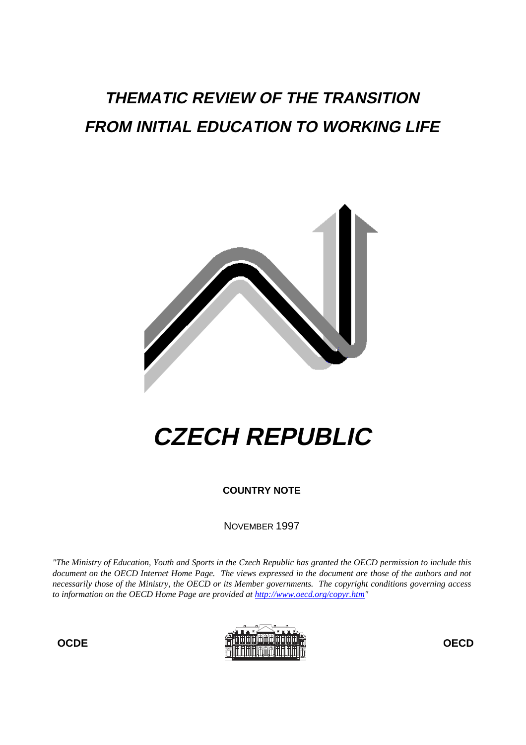# *THEMATIC REVIEW OF THE TRANSITION FROM INITIAL EDUCATION TO WORKING LIFE*

# *CZECH REPUBLIC*

**COUNTRY NOTE**

NOVEMBER 1997

*"The Ministry of Education, Youth and Sports in the Czech Republic has granted the OECD permission to include this document on the OECD Internet Home Page. The views expressed in the document are those of the authors and not necessarily those of the Ministry, the OECD or its Member governments. The copyright conditions governing access to information on the OECD Home Page are provided at http://www.oecd.org/copyr.htm"*

**OCDE** **OECD**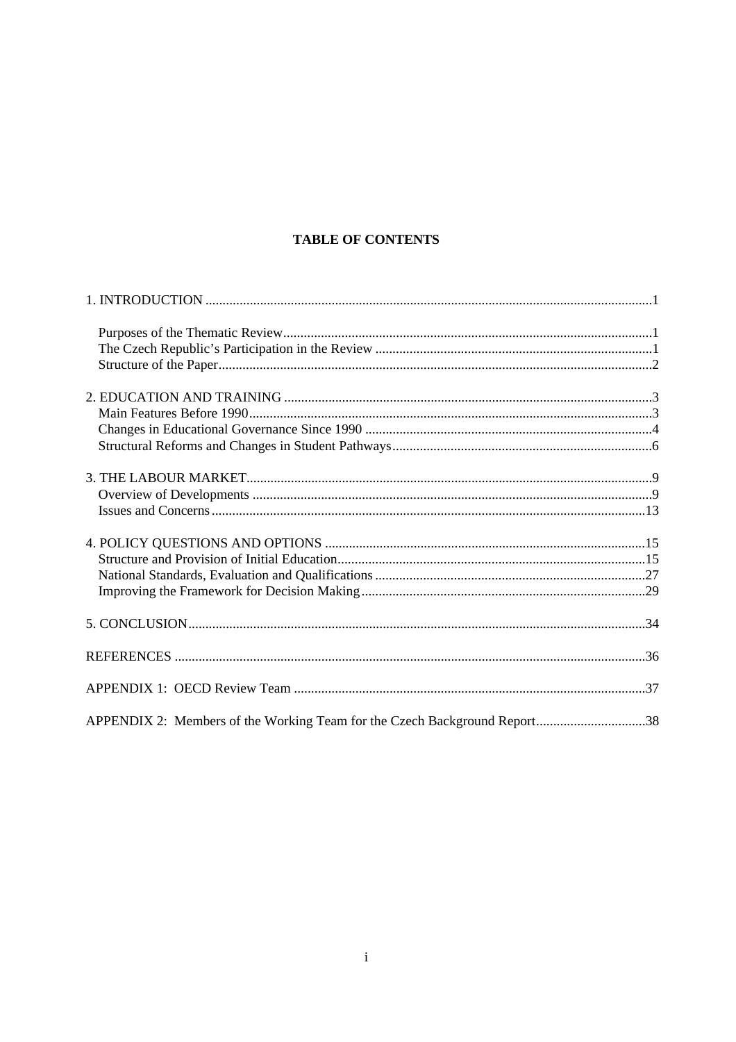**TABLE OF CONTENTS**

1. INTRODUCTION ....................................................................................................................1

- Purposes of the Thematic Review.............................................................................................1
- The Czech Republic's Participation in the Review ..................................................................1
- Structure of the Paper...............................................................................................................2

2. EDUCATION AND TRAINING .............................................................................................3

- Main Features Before 1990.......................................................................................................3
- Changes in Educational Governance Since 1990 .....................................................................4
- Structural Reforms and Changes in Student Pathways.............................................................6

3. THE LABOUR MARKET........................................................................................................9

- Overview of Developments .......................................................................................................9
- Issues and Concerns.................................................................................................................13

4. POLICY QUESTIONS AND OPTIONS ...............................................................................15

- Structure and Provision of Initial Education............................................................................15
- National Standards, Evaluation and Qualifications .................................................................27
- Improving the Framework for Decision Making.....................................................................29

5. CONCLUSION.......................................................................................................................34

REFERENCES ...........................................................................................................................36

APPENDIX 1: OECD Review Team ........................................................................................37

APPENDIX 2: Members of the Working Team for the Czech Background Report.................38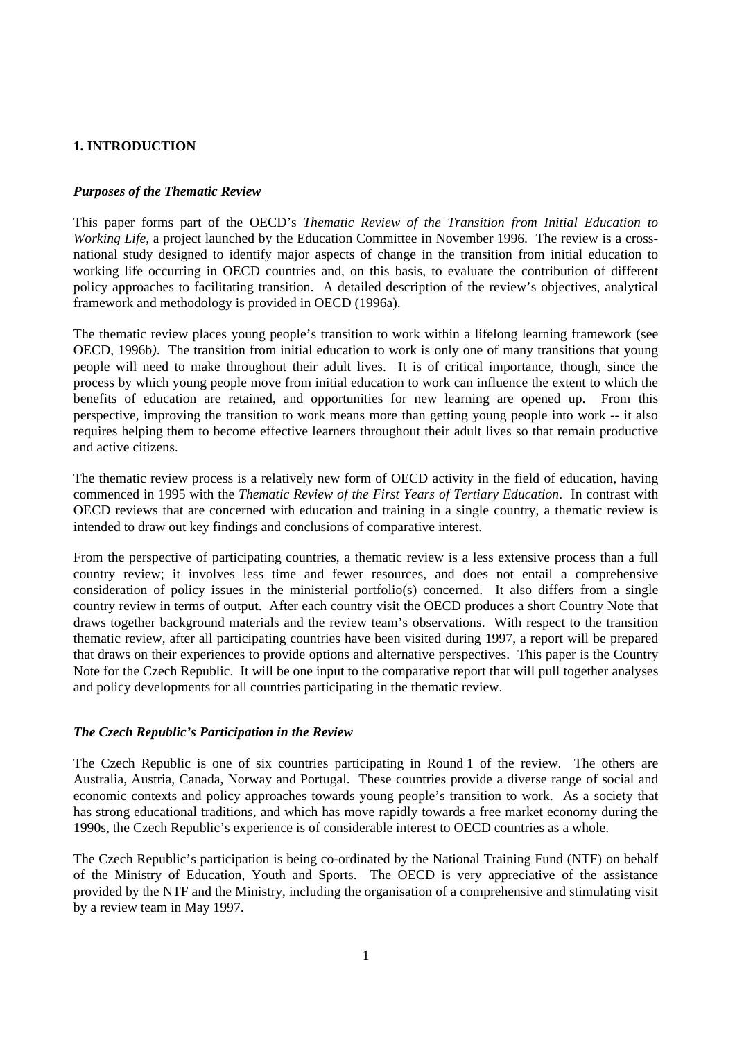# 1. INTRODUCTION

### *Purposes of the Thematic Review*

This paper forms part of the OECD's *Thematic Review of the Transition from Initial Education to Working Life*, a project launched by the Education Committee in November 1996. The review is a cross-national study designed to identify major aspects of change in the transition from initial education to working life occurring in OECD countries and, on this basis, to evaluate the contribution of different policy approaches to facilitating transition. A detailed description of the review's objectives, analytical framework and methodology is provided in OECD (1996a).

The thematic review places young people's transition to work within a lifelong learning framework (see OECD, 1996b*)*. The transition from initial education to work is only one of many transitions that young people will need to make throughout their adult lives. It is of critical importance, though, since the process by which young people move from initial education to work can influence the extent to which the benefits of education are retained, and opportunities for new learning are opened up. From this perspective, improving the transition to work means more than getting young people into work -- it also requires helping them to become effective learners throughout their adult lives so that remain productive and active citizens.

The thematic review process is a relatively new form of OECD activity in the field of education, having commenced in 1995 with the *Thematic Review of the First Years of Tertiary Education*. In contrast with OECD reviews that are concerned with education and training in a single country, a thematic review is intended to draw out key findings and conclusions of comparative interest.

From the perspective of participating countries, a thematic review is a less extensive process than a full country review; it involves less time and fewer resources, and does not entail a comprehensive consideration of policy issues in the ministerial portfolio(s) concerned. It also differs from a single country review in terms of output. After each country visit the OECD produces a short Country Note that draws together background materials and the review team's observations. With respect to the transition thematic review, after all participating countries have been visited during 1997, a report will be prepared that draws on their experiences to provide options and alternative perspectives. This paper is the Country Note for the Czech Republic. It will be one input to the comparative report that will pull together analyses and policy developments for all countries participating in the thematic review.

### *The Czech Republic's Participation in the Review*

The Czech Republic is one of six countries participating in Round 1 of the review. The others are Australia, Austria, Canada, Norway and Portugal. These countries provide a diverse range of social and economic contexts and policy approaches towards young people's transition to work. As a society that has strong educational traditions, and which has move rapidly towards a free market economy during the 1990s, the Czech Republic's experience is of considerable interest to OECD countries as a whole.

The Czech Republic's participation is being co-ordinated by the National Training Fund (NTF) on behalf of the Ministry of Education, Youth and Sports. The OECD is very appreciative of the assistance provided by the NTF and the Ministry, including the organisation of a comprehensive and stimulating visit by a review team in May 1997.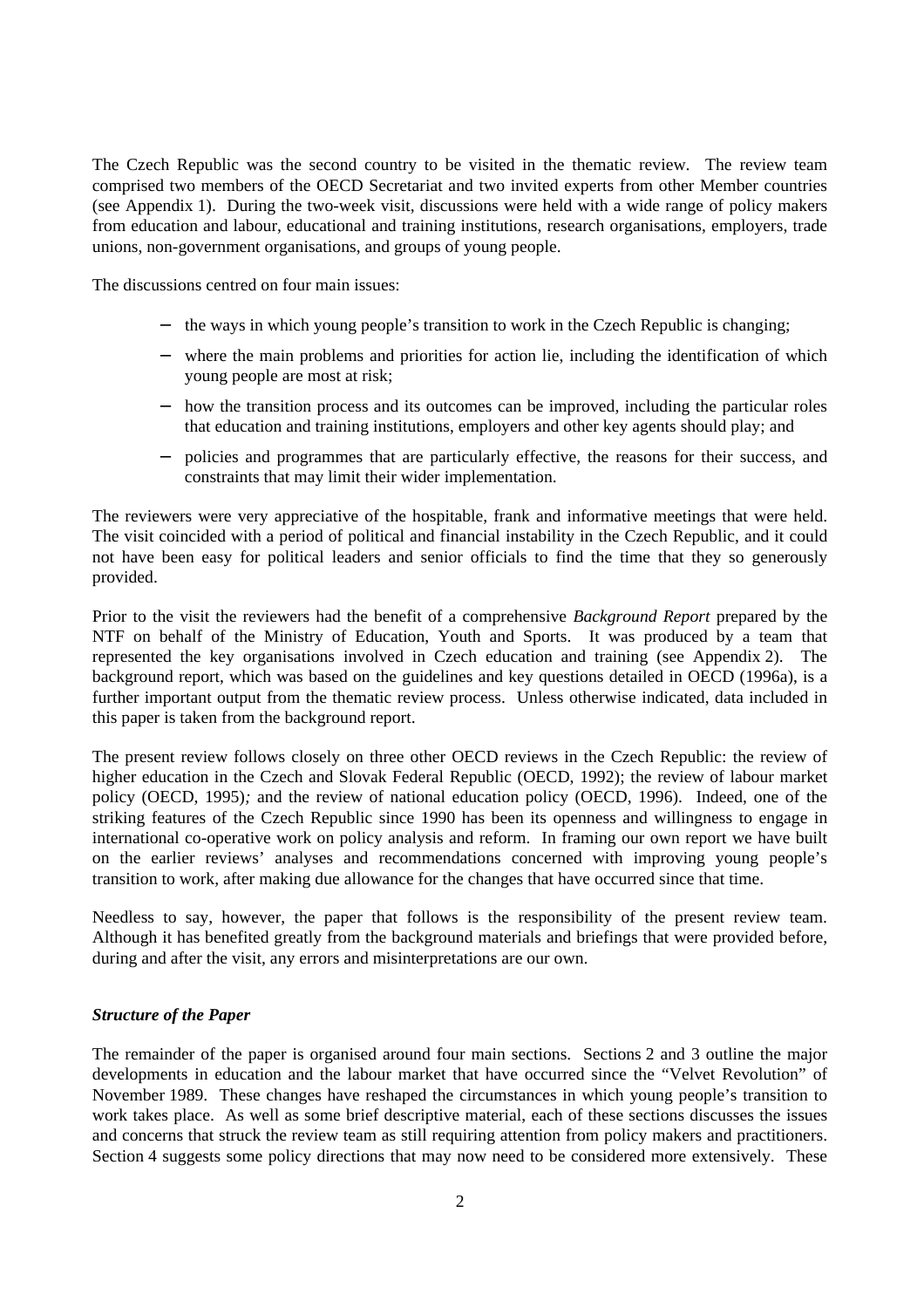The Czech Republic was the second country to be visited in the thematic review. The review team comprised two members of the OECD Secretariat and two invited experts from other Member countries (see Appendix 1). During the two-week visit, discussions were held with a wide range of policy makers from education and labour, educational and training institutions, research organisations, employers, trade unions, non-government organisations, and groups of young people.

The discussions centred on four main issues:

- the ways in which young people's transition to work in the Czech Republic is changing;
- where the main problems and priorities for action lie, including the identification of which young people are most at risk;
- how the transition process and its outcomes can be improved, including the particular roles that education and training institutions, employers and other key agents should play; and
- policies and programmes that are particularly effective, the reasons for their success, and constraints that may limit their wider implementation.

The reviewers were very appreciative of the hospitable, frank and informative meetings that were held. The visit coincided with a period of political and financial instability in the Czech Republic, and it could not have been easy for political leaders and senior officials to find the time that they so generously provided.

Prior to the visit the reviewers had the benefit of a comprehensive *Background Report* prepared by the NTF on behalf of the Ministry of Education, Youth and Sports. It was produced by a team that represented the key organisations involved in Czech education and training (see Appendix 2). The background report, which was based on the guidelines and key questions detailed in OECD (1996a), is a further important output from the thematic review process. Unless otherwise indicated, data included in this paper is taken from the background report.

The present review follows closely on three other OECD reviews in the Czech Republic: the review of higher education in the Czech and Slovak Federal Republic (OECD, 1992); the review of labour market policy (OECD, 1995)*;* and the review of national education policy (OECD, 1996). Indeed, one of the striking features of the Czech Republic since 1990 has been its openness and willingness to engage in international co-operative work on policy analysis and reform. In framing our own report we have built on the earlier reviews' analyses and recommendations concerned with improving young people's transition to work, after making due allowance for the changes that have occurred since that time.

Needless to say, however, the paper that follows is the responsibility of the present review team. Although it has benefited greatly from the background materials and briefings that were provided before, during and after the visit, any errors and misinterpretations are our own.

### *Structure of the Paper*

The remainder of the paper is organised around four main sections. Sections 2 and 3 outline the major developments in education and the labour market that have occurred since the "Velvet Revolution" of November 1989. These changes have reshaped the circumstances in which young people's transition to work takes place. As well as some brief descriptive material, each of these sections discusses the issues and concerns that struck the review team as still requiring attention from policy makers and practitioners. Section 4 suggests some policy directions that may now need to be considered more extensively. These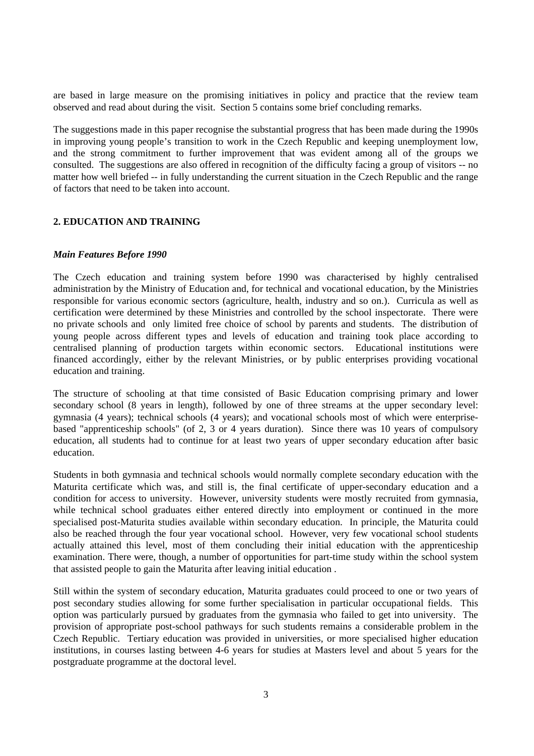are based in large measure on the promising initiatives in policy and practice that the review team observed and read about during the visit. Section 5 contains some brief concluding remarks.

The suggestions made in this paper recognise the substantial progress that has been made during the 1990s in improving young people's transition to work in the Czech Republic and keeping unemployment low, and the strong commitment to further improvement that was evident among all of the groups we consulted. The suggestions are also offered in recognition of the difficulty facing a group of visitors -- no matter how well briefed -- in fully understanding the current situation in the Czech Republic and the range of factors that need to be taken into account.

## 2. EDUCATION AND TRAINING

### *Main Features Before 1990*

The Czech education and training system before 1990 was characterised by highly centralised administration by the Ministry of Education and, for technical and vocational education, by the Ministries responsible for various economic sectors (agriculture, health, industry and so on.). Curricula as well as certification were determined by these Ministries and controlled by the school inspectorate. There were no private schools and only limited free choice of school by parents and students. The distribution of young people across different types and levels of education and training took place according to centralised planning of production targets within economic sectors. Educational institutions were financed accordingly, either by the relevant Ministries, or by public enterprises providing vocational education and training.

The structure of schooling at that time consisted of Basic Education comprising primary and lower secondary school (8 years in length), followed by one of three streams at the upper secondary level: gymnasia (4 years); technical schools (4 years); and vocational schools most of which were enterprise-based "apprenticeship schools" (of 2, 3 or 4 years duration). Since there was 10 years of compulsory education, all students had to continue for at least two years of upper secondary education after basic education.

Students in both gymnasia and technical schools would normally complete secondary education with the Maturita certificate which was, and still is, the final certificate of upper-secondary education and a condition for access to university. However, university students were mostly recruited from gymnasia, while technical school graduates either entered directly into employment or continued in the more specialised post-Maturita studies available within secondary education. In principle, the Maturita could also be reached through the four year vocational school. However, very few vocational school students actually attained this level, most of them concluding their initial education with the apprenticeship examination. There were, though, a number of opportunities for part-time study within the school system that assisted people to gain the Maturita after leaving initial education .

Still within the system of secondary education, Maturita graduates could proceed to one or two years of post secondary studies allowing for some further specialisation in particular occupational fields. This option was particularly pursued by graduates from the gymnasia who failed to get into university. The provision of appropriate post-school pathways for such students remains a considerable problem in the Czech Republic. Tertiary education was provided in universities, or more specialised higher education institutions, in courses lasting between 4-6 years for studies at Masters level and about 5 years for the postgraduate programme at the doctoral level.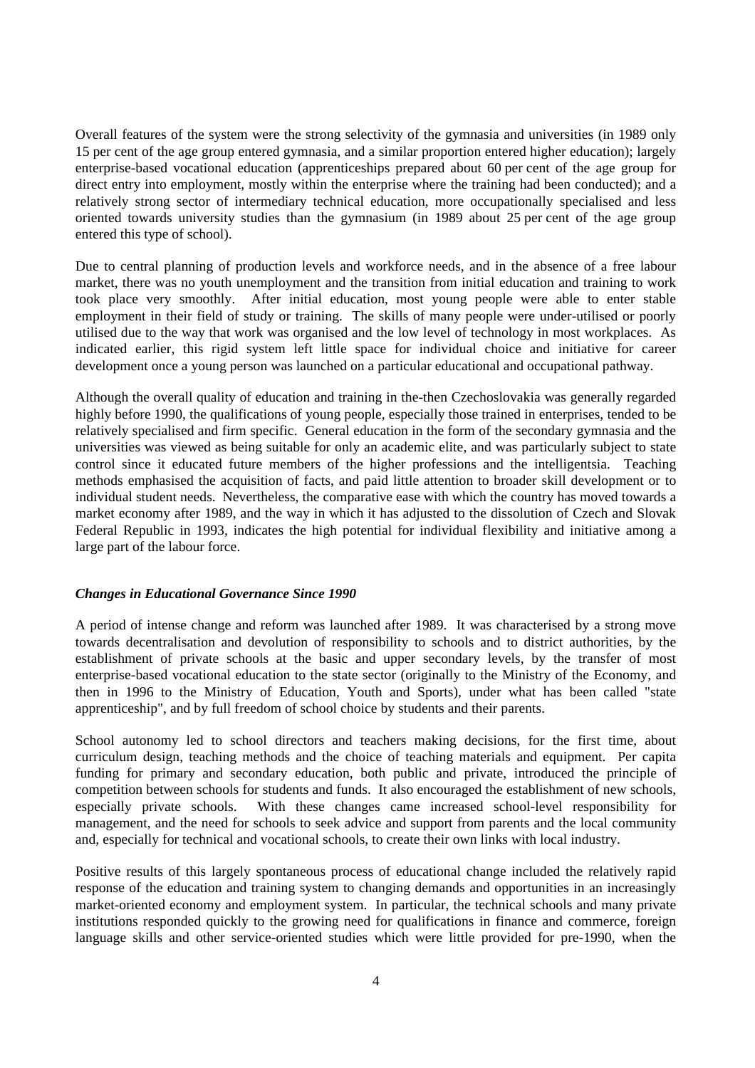Overall features of the system were the strong selectivity of the gymnasia and universities (in 1989 only 15 per cent of the age group entered gymnasia, and a similar proportion entered higher education); largely enterprise-based vocational education (apprenticeships prepared about 60 per cent of the age group for direct entry into employment, mostly within the enterprise where the training had been conducted); and a relatively strong sector of intermediary technical education, more occupationally specialised and less oriented towards university studies than the gymnasium (in 1989 about 25 per cent of the age group entered this type of school).

Due to central planning of production levels and workforce needs, and in the absence of a free labour market, there was no youth unemployment and the transition from initial education and training to work took place very smoothly. After initial education, most young people were able to enter stable employment in their field of study or training. The skills of many people were under-utilised or poorly utilised due to the way that work was organised and the low level of technology in most workplaces. As indicated earlier, this rigid system left little space for individual choice and initiative for career development once a young person was launched on a particular educational and occupational pathway.

Although the overall quality of education and training in the-then Czechoslovakia was generally regarded highly before 1990, the qualifications of young people, especially those trained in enterprises, tended to be relatively specialised and firm specific. General education in the form of the secondary gymnasia and the universities was viewed as being suitable for only an academic elite, and was particularly subject to state control since it educated future members of the higher professions and the intelligentsia. Teaching methods emphasised the acquisition of facts, and paid little attention to broader skill development or to individual student needs. Nevertheless, the comparative ease with which the country has moved towards a market economy after 1989, and the way in which it has adjusted to the dissolution of Czech and Slovak Federal Republic in 1993, indicates the high potential for individual flexibility and initiative among a large part of the labour force.

### *Changes in Educational Governance Since 1990*

A period of intense change and reform was launched after 1989. It was characterised by a strong move towards decentralisation and devolution of responsibility to schools and to district authorities, by the establishment of private schools at the basic and upper secondary levels, by the transfer of most enterprise-based vocational education to the state sector (originally to the Ministry of the Economy, and then in 1996 to the Ministry of Education, Youth and Sports), under what has been called "state apprenticeship", and by full freedom of school choice by students and their parents.

School autonomy led to school directors and teachers making decisions, for the first time, about curriculum design, teaching methods and the choice of teaching materials and equipment. Per capita funding for primary and secondary education, both public and private, introduced the principle of competition between schools for students and funds. It also encouraged the establishment of new schools, especially private schools. With these changes came increased school-level responsibility for management, and the need for schools to seek advice and support from parents and the local community and, especially for technical and vocational schools, to create their own links with local industry.

Positive results of this largely spontaneous process of educational change included the relatively rapid response of the education and training system to changing demands and opportunities in an increasingly market-oriented economy and employment system. In particular, the technical schools and many private institutions responded quickly to the growing need for qualifications in finance and commerce, foreign language skills and other service-oriented studies which were little provided for pre-1990, when the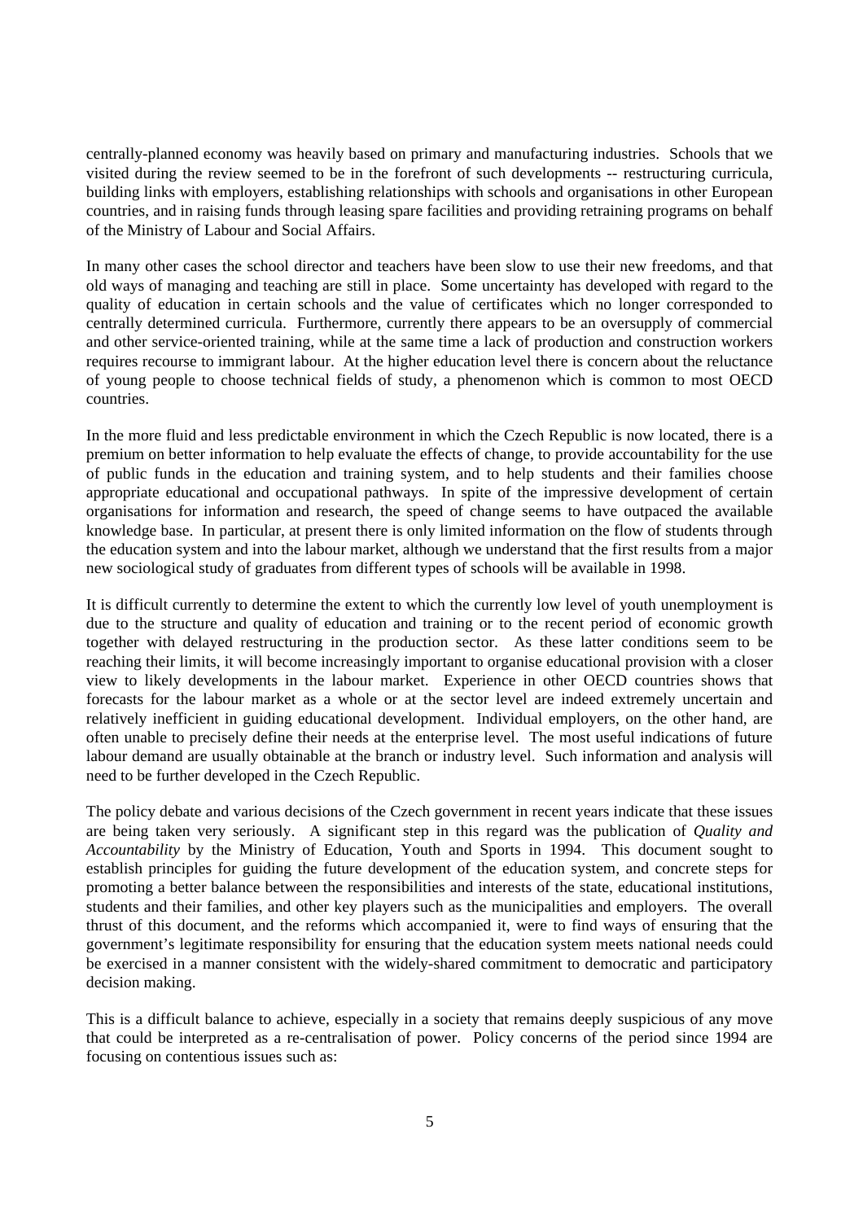centrally-planned economy was heavily based on primary and manufacturing industries. Schools that we visited during the review seemed to be in the forefront of such developments -- restructuring curricula, building links with employers, establishing relationships with schools and organisations in other European countries, and in raising funds through leasing spare facilities and providing retraining programs on behalf of the Ministry of Labour and Social Affairs.

In many other cases the school director and teachers have been slow to use their new freedoms, and that old ways of managing and teaching are still in place. Some uncertainty has developed with regard to the quality of education in certain schools and the value of certificates which no longer corresponded to centrally determined curricula. Furthermore, currently there appears to be an oversupply of commercial and other service-oriented training, while at the same time a lack of production and construction workers requires recourse to immigrant labour. At the higher education level there is concern about the reluctance of young people to choose technical fields of study, a phenomenon which is common to most OECD countries.

In the more fluid and less predictable environment in which the Czech Republic is now located, there is a premium on better information to help evaluate the effects of change, to provide accountability for the use of public funds in the education and training system, and to help students and their families choose appropriate educational and occupational pathways. In spite of the impressive development of certain organisations for information and research, the speed of change seems to have outpaced the available knowledge base. In particular, at present there is only limited information on the flow of students through the education system and into the labour market, although we understand that the first results from a major new sociological study of graduates from different types of schools will be available in 1998.

It is difficult currently to determine the extent to which the currently low level of youth unemployment is due to the structure and quality of education and training or to the recent period of economic growth together with delayed restructuring in the production sector. As these latter conditions seem to be reaching their limits, it will become increasingly important to organise educational provision with a closer view to likely developments in the labour market. Experience in other OECD countries shows that forecasts for the labour market as a whole or at the sector level are indeed extremely uncertain and relatively inefficient in guiding educational development. Individual employers, on the other hand, are often unable to precisely define their needs at the enterprise level. The most useful indications of future labour demand are usually obtainable at the branch or industry level. Such information and analysis will need to be further developed in the Czech Republic.

The policy debate and various decisions of the Czech government in recent years indicate that these issues are being taken very seriously. A significant step in this regard was the publication of *Quality and Accountability* by the Ministry of Education, Youth and Sports in 1994. This document sought to establish principles for guiding the future development of the education system, and concrete steps for promoting a better balance between the responsibilities and interests of the state, educational institutions, students and their families, and other key players such as the municipalities and employers. The overall thrust of this document, and the reforms which accompanied it, were to find ways of ensuring that the government's legitimate responsibility for ensuring that the education system meets national needs could be exercised in a manner consistent with the widely-shared commitment to democratic and participatory decision making.

This is a difficult balance to achieve, especially in a society that remains deeply suspicious of any move that could be interpreted as a re-centralisation of power. Policy concerns of the period since 1994 are focusing on contentious issues such as: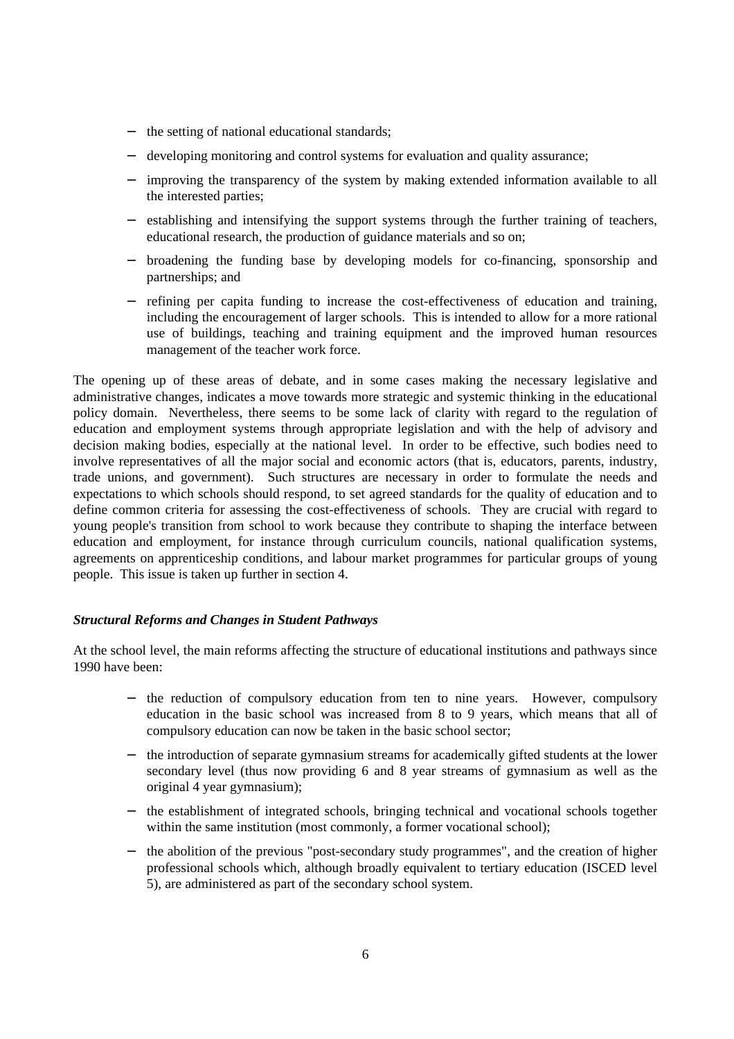- the setting of national educational standards;
- developing monitoring and control systems for evaluation and quality assurance;
- improving the transparency of the system by making extended information available to all the interested parties;
- establishing and intensifying the support systems through the further training of teachers, educational research, the production of guidance materials and so on;
- broadening the funding base by developing models for co-financing, sponsorship and partnerships; and
- refining per capita funding to increase the cost-effectiveness of education and training, including the encouragement of larger schools. This is intended to allow for a more rational use of buildings, teaching and training equipment and the improved human resources management of the teacher work force.

The opening up of these areas of debate, and in some cases making the necessary legislative and administrative changes, indicates a move towards more strategic and systemic thinking in the educational policy domain. Nevertheless, there seems to be some lack of clarity with regard to the regulation of education and employment systems through appropriate legislation and with the help of advisory and decision making bodies, especially at the national level. In order to be effective, such bodies need to involve representatives of all the major social and economic actors (that is, educators, parents, industry, trade unions, and government). Such structures are necessary in order to formulate the needs and expectations to which schools should respond, to set agreed standards for the quality of education and to define common criteria for assessing the cost-effectiveness of schools. They are crucial with regard to young people's transition from school to work because they contribute to shaping the interface between education and employment, for instance through curriculum councils, national qualification systems, agreements on apprenticeship conditions, and labour market programmes for particular groups of young people. This issue is taken up further in section 4.

### *Structural Reforms and Changes in Student Pathways*

At the school level, the main reforms affecting the structure of educational institutions and pathways since 1990 have been:

- the reduction of compulsory education from ten to nine years. However, compulsory education in the basic school was increased from 8 to 9 years, which means that all of compulsory education can now be taken in the basic school sector;
- the introduction of separate gymnasium streams for academically gifted students at the lower secondary level (thus now providing 6 and 8 year streams of gymnasium as well as the original 4 year gymnasium);
- the establishment of integrated schools, bringing technical and vocational schools together within the same institution (most commonly, a former vocational school);
- the abolition of the previous "post-secondary study programmes", and the creation of higher professional schools which, although broadly equivalent to tertiary education (ISCED level 5), are administered as part of the secondary school system.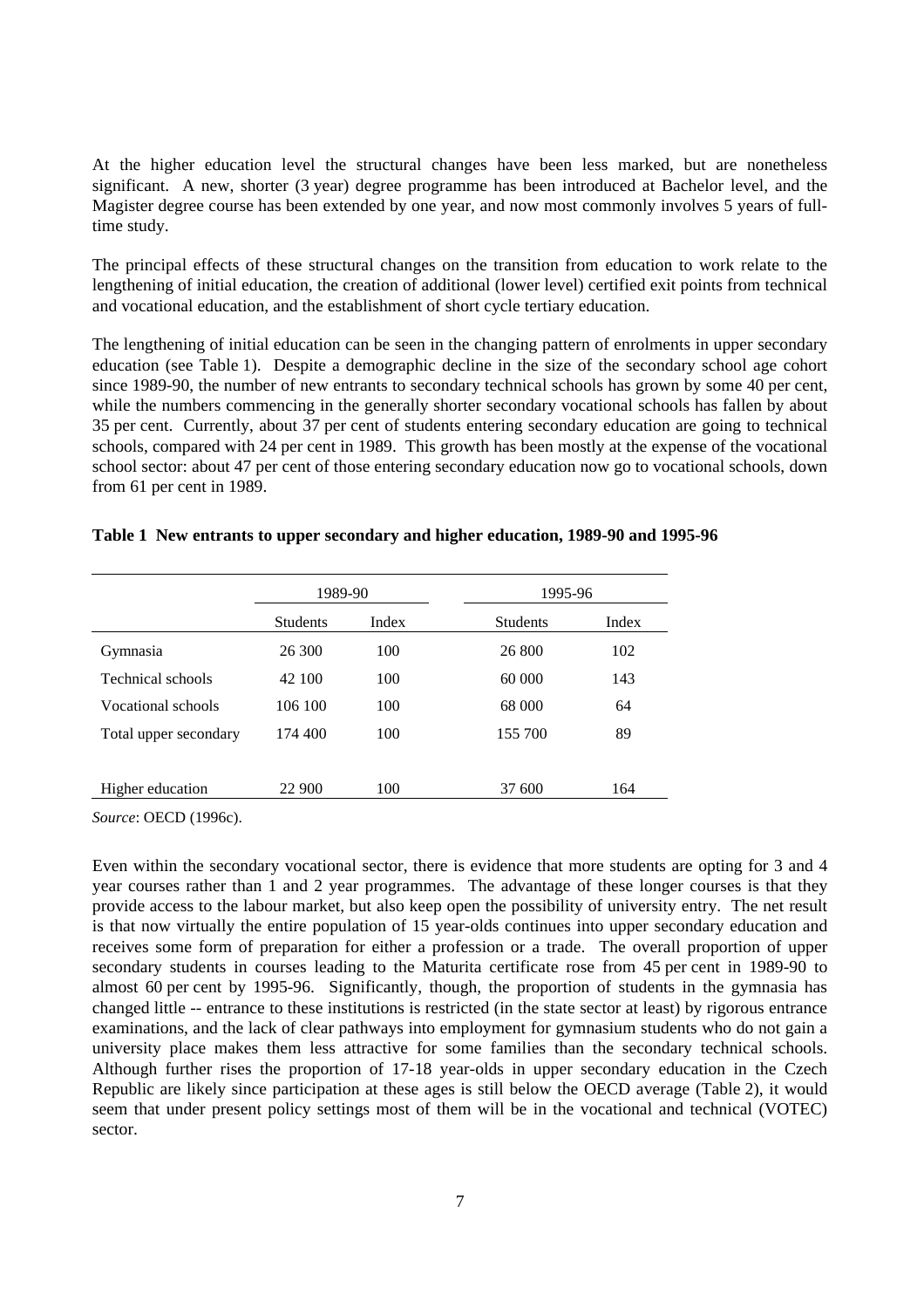At the higher education level the structural changes have been less marked, but are nonetheless significant. A new, shorter (3 year) degree programme has been introduced at Bachelor level, and the Magister degree course has been extended by one year, and now most commonly involves 5 years of full-time study.

The principal effects of these structural changes on the transition from education to work relate to the lengthening of initial education, the creation of additional (lower level) certified exit points from technical and vocational education, and the establishment of short cycle tertiary education.

The lengthening of initial education can be seen in the changing pattern of enrolments in upper secondary education (see Table 1). Despite a demographic decline in the size of the secondary school age cohort since 1989-90, the number of new entrants to secondary technical schools has grown by some 40 per cent, while the numbers commencing in the generally shorter secondary vocational schools has fallen by about 35 per cent. Currently, about 37 per cent of students entering secondary education are going to technical schools, compared with 24 per cent in 1989. This growth has been mostly at the expense of the vocational school sector: about 47 per cent of those entering secondary education now go to vocational schools, down from 61 per cent in 1989.

**Table 1 New entrants to upper secondary and higher education, 1989-90 and 1995-96**

| | 1989-90 | | 1995-96 | |
|---|---|---|---|---|
| | Students | Index | Students | Index |
| Gymnasia | 26 300 | 100 | 26 800 | 102 |
| Technical schools | 42 100 | 100 | 60 000 | 143 |
| Vocational schools | 106 100 | 100 | 68 000 | 64 |
| Total upper secondary | 174 400 | 100 | 155 700 | 89 |
| Higher education | 22 900 | 100 | 37 600 | 164 |

*Source*: OECD (1996c).

Even within the secondary vocational sector, there is evidence that more students are opting for 3 and 4 year courses rather than 1 and 2 year programmes. The advantage of these longer courses is that they provide access to the labour market, but also keep open the possibility of university entry. The net result is that now virtually the entire population of 15 year-olds continues into upper secondary education and receives some form of preparation for either a profession or a trade. The overall proportion of upper secondary students in courses leading to the Maturita certificate rose from 45 per cent in 1989-90 to almost 60 per cent by 1995-96. Significantly, though, the proportion of students in the gymnasia has changed little -- entrance to these institutions is restricted (in the state sector at least) by rigorous entrance examinations, and the lack of clear pathways into employment for gymnasium students who do not gain a university place makes them less attractive for some families than the secondary technical schools. Although further rises the proportion of 17-18 year-olds in upper secondary education in the Czech Republic are likely since participation at these ages is still below the OECD average (Table 2), it would seem that under present policy settings most of them will be in the vocational and technical (VOTEC) sector.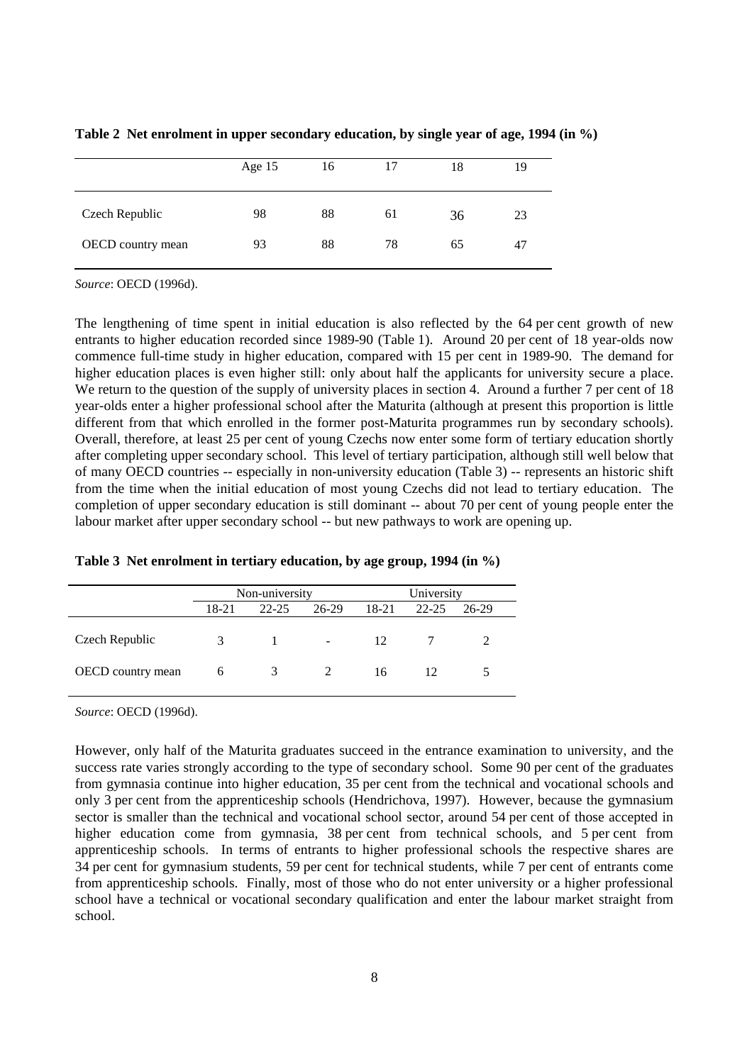**Table 2 Net enrolment in upper secondary education, by single year of age, 1994 (in %)**

| | Age 15 | 16 | 17 | 18 | 19 |
|---|---|---|---|---|---|
| Czech Republic | 98 | 88 | 61 | 36 | 23 |
| OECD country mean | 93 | 88 | 78 | 65 | 47 |

*Source*: OECD (1996d).

The lengthening of time spent in initial education is also reflected by the 64 per cent growth of new entrants to higher education recorded since 1989-90 (Table 1). Around 20 per cent of 18 year-olds now commence full-time study in higher education, compared with 15 per cent in 1989-90. The demand for higher education places is even higher still: only about half the applicants for university secure a place. We return to the question of the supply of university places in section 4. Around a further 7 per cent of 18 year-olds enter a higher professional school after the Maturita (although at present this proportion is little different from that which enrolled in the former post-Maturita programmes run by secondary schools). Overall, therefore, at least 25 per cent of young Czechs now enter some form of tertiary education shortly after completing upper secondary school. This level of tertiary participation, although still well below that of many OECD countries -- especially in non-university education (Table 3) -- represents an historic shift from the time when the initial education of most young Czechs did not lead to tertiary education. The completion of upper secondary education is still dominant -- about 70 per cent of young people enter the labour market after upper secondary school -- but new pathways to work are opening up.

**Table 3 Net enrolment in tertiary education, by age group, 1994 (in %)**

| | Non-university | | | University | | |
|---|---|---|---|---|---|---|
| | 18-21 | 22-25 | 26-29 | 18-21 | 22-25 | 26-29 |
| Czech Republic | 3 | 1 | - | 12 | 7 | 2 |
| OECD country mean | 6 | 3 | 2 | 16 | 12 | 5 |

*Source*: OECD (1996d).

However, only half of the Maturita graduates succeed in the entrance examination to university, and the success rate varies strongly according to the type of secondary school. Some 90 per cent of the graduates from gymnasia continue into higher education, 35 per cent from the technical and vocational schools and only 3 per cent from the apprenticeship schools (Hendrichova, 1997). However, because the gymnasium sector is smaller than the technical and vocational school sector, around 54 per cent of those accepted in higher education come from gymnasia, 38 per cent from technical schools, and 5 per cent from apprenticeship schools. In terms of entrants to higher professional schools the respective shares are 34 per cent for gymnasium students, 59 per cent for technical students, while 7 per cent of entrants come from apprenticeship schools. Finally, most of those who do not enter university or a higher professional school have a technical or vocational secondary qualification and enter the labour market straight from school.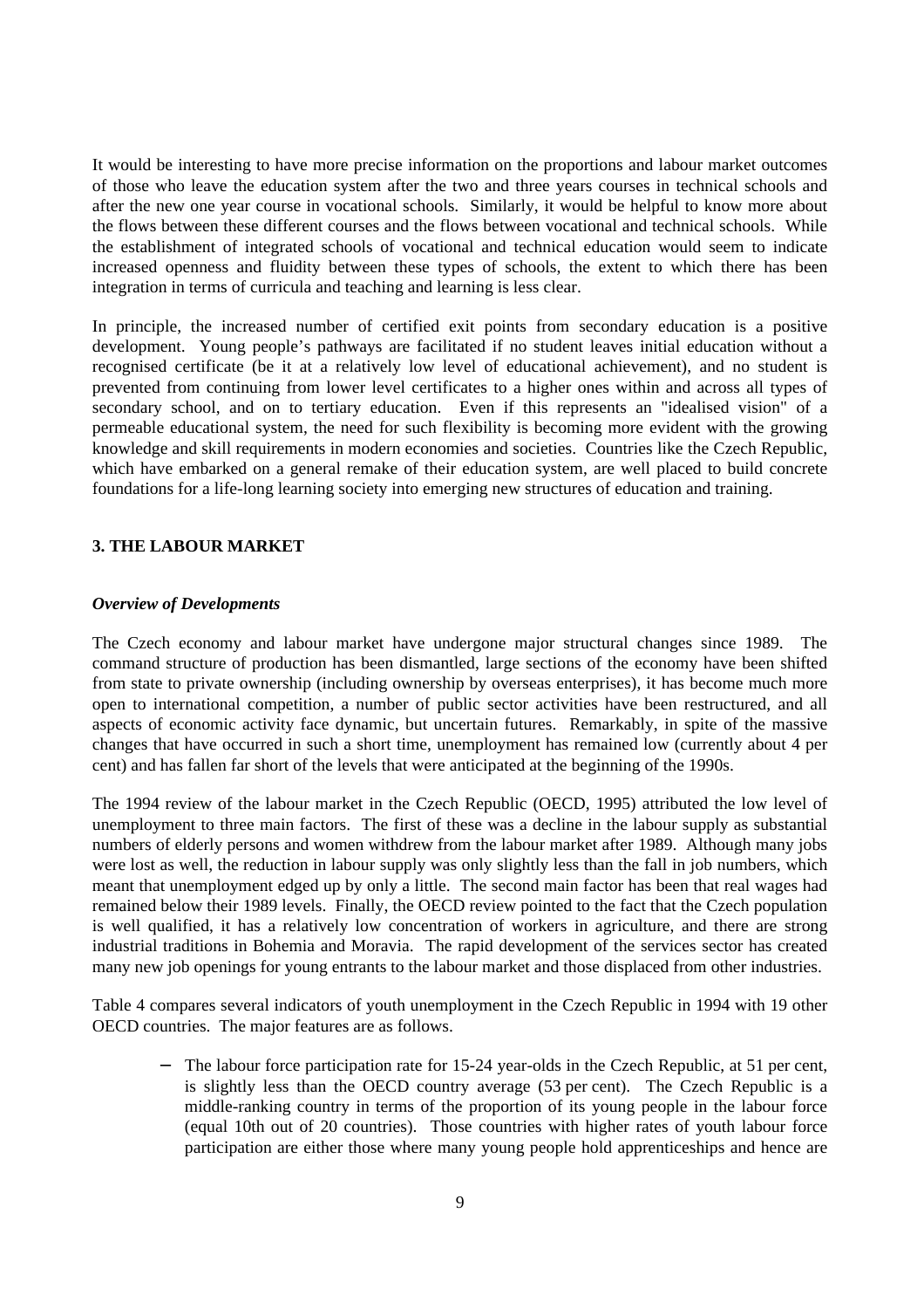It would be interesting to have more precise information on the proportions and labour market outcomes of those who leave the education system after the two and three years courses in technical schools and after the new one year course in vocational schools. Similarly, it would be helpful to know more about the flows between these different courses and the flows between vocational and technical schools. While the establishment of integrated schools of vocational and technical education would seem to indicate increased openness and fluidity between these types of schools, the extent to which there has been integration in terms of curricula and teaching and learning is less clear.

In principle, the increased number of certified exit points from secondary education is a positive development. Young people's pathways are facilitated if no student leaves initial education without a recognised certificate (be it at a relatively low level of educational achievement), and no student is prevented from continuing from lower level certificates to a higher ones within and across all types of secondary school, and on to tertiary education. Even if this represents an "idealised vision" of a permeable educational system, the need for such flexibility is becoming more evident with the growing knowledge and skill requirements in modern economies and societies. Countries like the Czech Republic, which have embarked on a general remake of their education system, are well placed to build concrete foundations for a life-long learning society into emerging new structures of education and training.

## 3. THE LABOUR MARKET

### *Overview of Developments*

The Czech economy and labour market have undergone major structural changes since 1989. The command structure of production has been dismantled, large sections of the economy have been shifted from state to private ownership (including ownership by overseas enterprises), it has become much more open to international competition, a number of public sector activities have been restructured, and all aspects of economic activity face dynamic, but uncertain futures. Remarkably, in spite of the massive changes that have occurred in such a short time, unemployment has remained low (currently about 4 per cent) and has fallen far short of the levels that were anticipated at the beginning of the 1990s.

The 1994 review of the labour market in the Czech Republic (OECD, 1995) attributed the low level of unemployment to three main factors. The first of these was a decline in the labour supply as substantial numbers of elderly persons and women withdrew from the labour market after 1989. Although many jobs were lost as well, the reduction in labour supply was only slightly less than the fall in job numbers, which meant that unemployment edged up by only a little. The second main factor has been that real wages had remained below their 1989 levels. Finally, the OECD review pointed to the fact that the Czech population is well qualified, it has a relatively low concentration of workers in agriculture, and there are strong industrial traditions in Bohemia and Moravia. The rapid development of the services sector has created many new job openings for young entrants to the labour market and those displaced from other industries.

Table 4 compares several indicators of youth unemployment in the Czech Republic in 1994 with 19 other OECD countries. The major features are as follows.

- The labour force participation rate for 15-24 year-olds in the Czech Republic, at 51 per cent, is slightly less than the OECD country average (53 per cent). The Czech Republic is a middle-ranking country in terms of the proportion of its young people in the labour force (equal 10th out of 20 countries). Those countries with higher rates of youth labour force participation are either those where many young people hold apprenticeships and hence are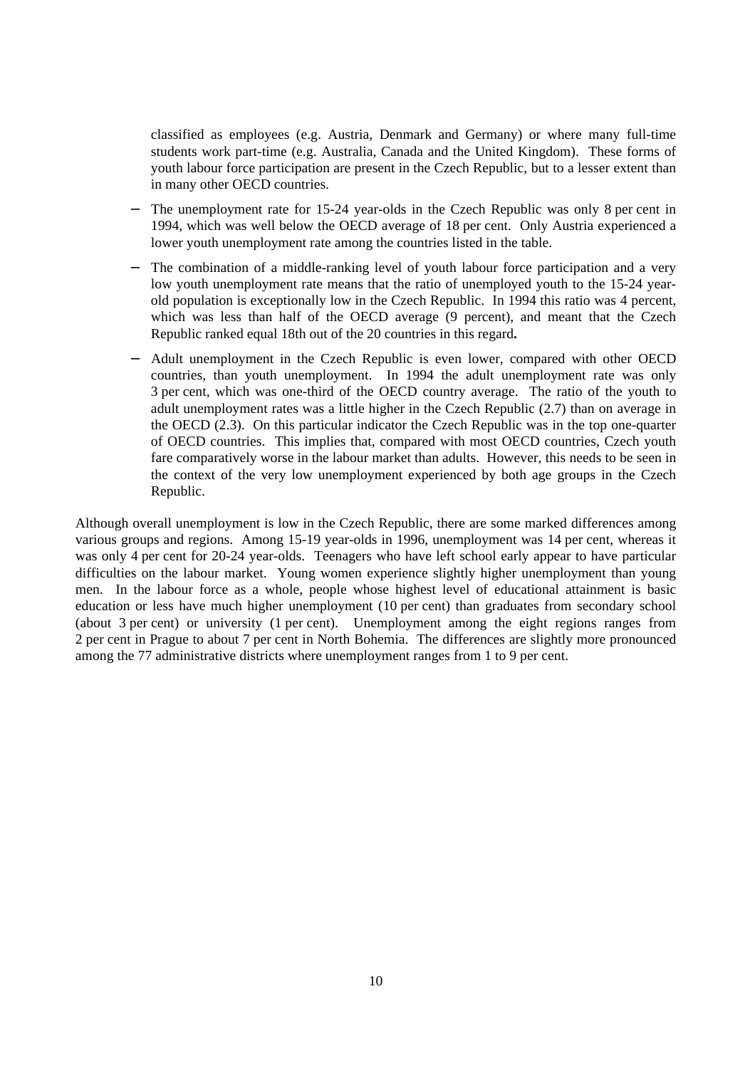classified as employees (e.g. Austria, Denmark and Germany) or where many full-time students work part-time (e.g. Australia, Canada and the United Kingdom). These forms of youth labour force participation are present in the Czech Republic, but to a lesser extent than in many other OECD countries.

- The unemployment rate for 15-24 year-olds in the Czech Republic was only 8 per cent in 1994, which was well below the OECD average of 18 per cent. Only Austria experienced a lower youth unemployment rate among the countries listed in the table.
- The combination of a middle-ranking level of youth labour force participation and a very low youth unemployment rate means that the ratio of unemployed youth to the 15-24 year-old population is exceptionally low in the Czech Republic. In 1994 this ratio was 4 percent, which was less than half of the OECD average (9 percent), and meant that the Czech Republic ranked equal 18th out of the 20 countries in this regard**.**
- Adult unemployment in the Czech Republic is even lower, compared with other OECD countries, than youth unemployment. In 1994 the adult unemployment rate was only 3 per cent, which was one-third of the OECD country average. The ratio of the youth to adult unemployment rates was a little higher in the Czech Republic (2.7) than on average in the OECD (2.3). On this particular indicator the Czech Republic was in the top one-quarter of OECD countries. This implies that, compared with most OECD countries, Czech youth fare comparatively worse in the labour market than adults. However, this needs to be seen in the context of the very low unemployment experienced by both age groups in the Czech Republic.

Although overall unemployment is low in the Czech Republic, there are some marked differences among various groups and regions. Among 15-19 year-olds in 1996, unemployment was 14 per cent, whereas it was only 4 per cent for 20-24 year-olds. Teenagers who have left school early appear to have particular difficulties on the labour market. Young women experience slightly higher unemployment than young men. In the labour force as a whole, people whose highest level of educational attainment is basic education or less have much higher unemployment (10 per cent) than graduates from secondary school (about 3 per cent) or university (1 per cent). Unemployment among the eight regions ranges from 2 per cent in Prague to about 7 per cent in North Bohemia. The differences are slightly more pronounced among the 77 administrative districts where unemployment ranges from 1 to 9 per cent.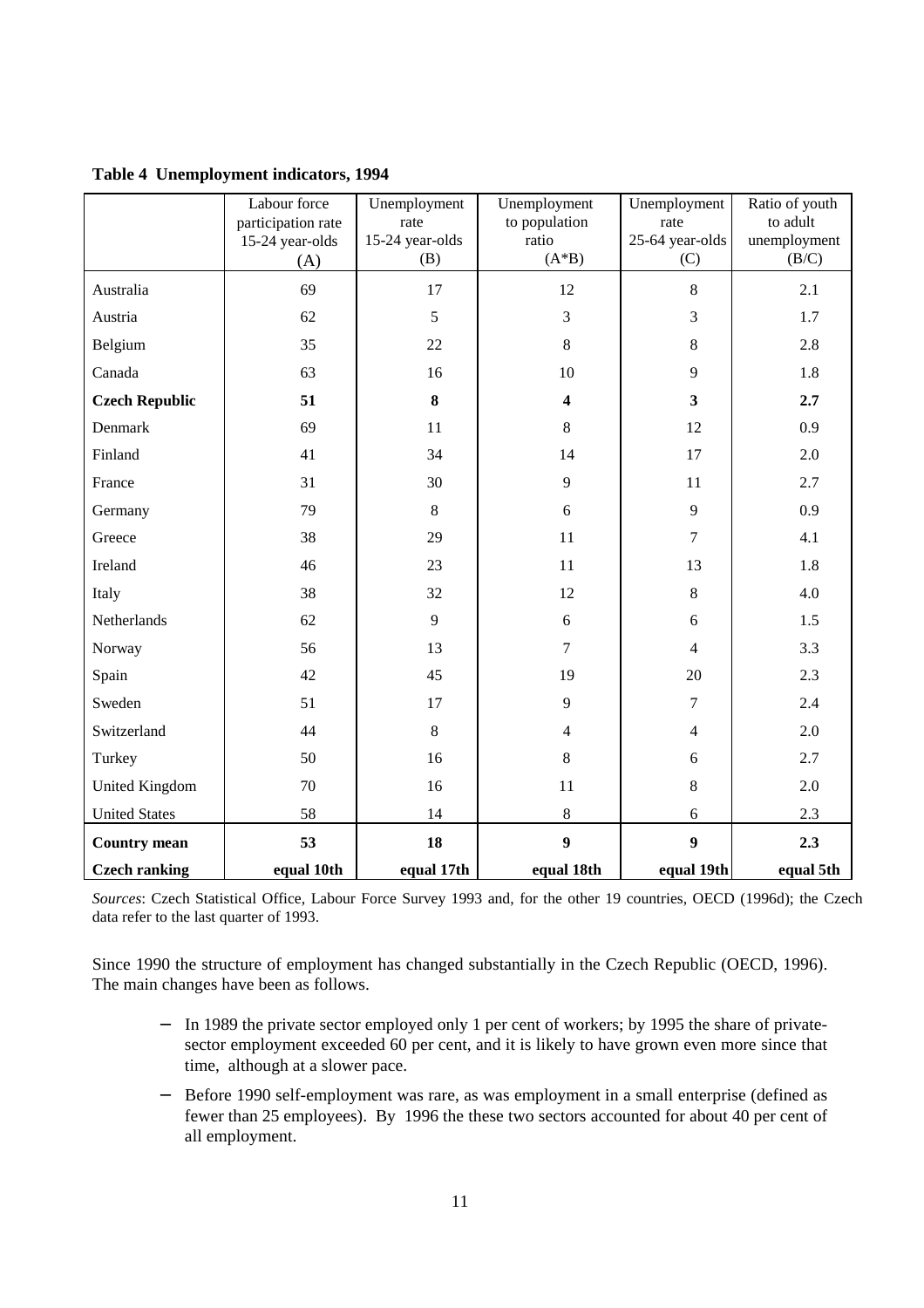**Table 4 Unemployment indicators, 1994**

| | Labour force participation rate 15-24 year-olds (A) | Unemployment rate 15-24 year-olds (B) | Unemployment to population ratio (A*B) | Unemployment rate 25-64 year-olds (C) | Ratio of youth to adult unemployment (B/C) |
|---|---|---|---|---|---|
| Australia | 69 | 17 | 12 | 8 | 2.1 |
| Austria | 62 | 5 | 3 | 3 | 1.7 |
| Belgium | 35 | 22 | 8 | 8 | 2.8 |
| Canada | 63 | 16 | 10 | 9 | 1.8 |
| **Czech Republic** | **51** | **8** | **4** | **3** | **2.7** |
| Denmark | 69 | 11 | 8 | 12 | 0.9 |
| Finland | 41 | 34 | 14 | 17 | 2.0 |
| France | 31 | 30 | 9 | 11 | 2.7 |
| Germany | 79 | 8 | 6 | 9 | 0.9 |
| Greece | 38 | 29 | 11 | 7 | 4.1 |
| Ireland | 46 | 23 | 11 | 13 | 1.8 |
| Italy | 38 | 32 | 12 | 8 | 4.0 |
| Netherlands | 62 | 9 | 6 | 6 | 1.5 |
| Norway | 56 | 13 | 7 | 4 | 3.3 |
| Spain | 42 | 45 | 19 | 20 | 2.3 |
| Sweden | 51 | 17 | 9 | 7 | 2.4 |
| Switzerland | 44 | 8 | 4 | 4 | 2.0 |
| Turkey | 50 | 16 | 8 | 6 | 2.7 |
| United Kingdom | 70 | 16 | 11 | 8 | 2.0 |
| United States | 58 | 14 | 8 | 6 | 2.3 |
| **Country mean** | **53** | **18** | **9** | **9** | **2.3** |
| **Czech ranking** | **equal 10th** | **equal 17th** | **equal 18th** | **equal 19th** | **equal 5th** |

*Sources*: Czech Statistical Office, Labour Force Survey 1993 and, for the other 19 countries, OECD (1996d); the Czech data refer to the last quarter of 1993.

Since 1990 the structure of employment has changed substantially in the Czech Republic (OECD, 1996). The main changes have been as follows.

- In 1989 the private sector employed only 1 per cent of workers; by 1995 the share of private-sector employment exceeded 60 per cent, and it is likely to have grown even more since that time, although at a slower pace.
- Before 1990 self-employment was rare, as was employment in a small enterprise (defined as fewer than 25 employees). By 1996 the these two sectors accounted for about 40 per cent of all employment.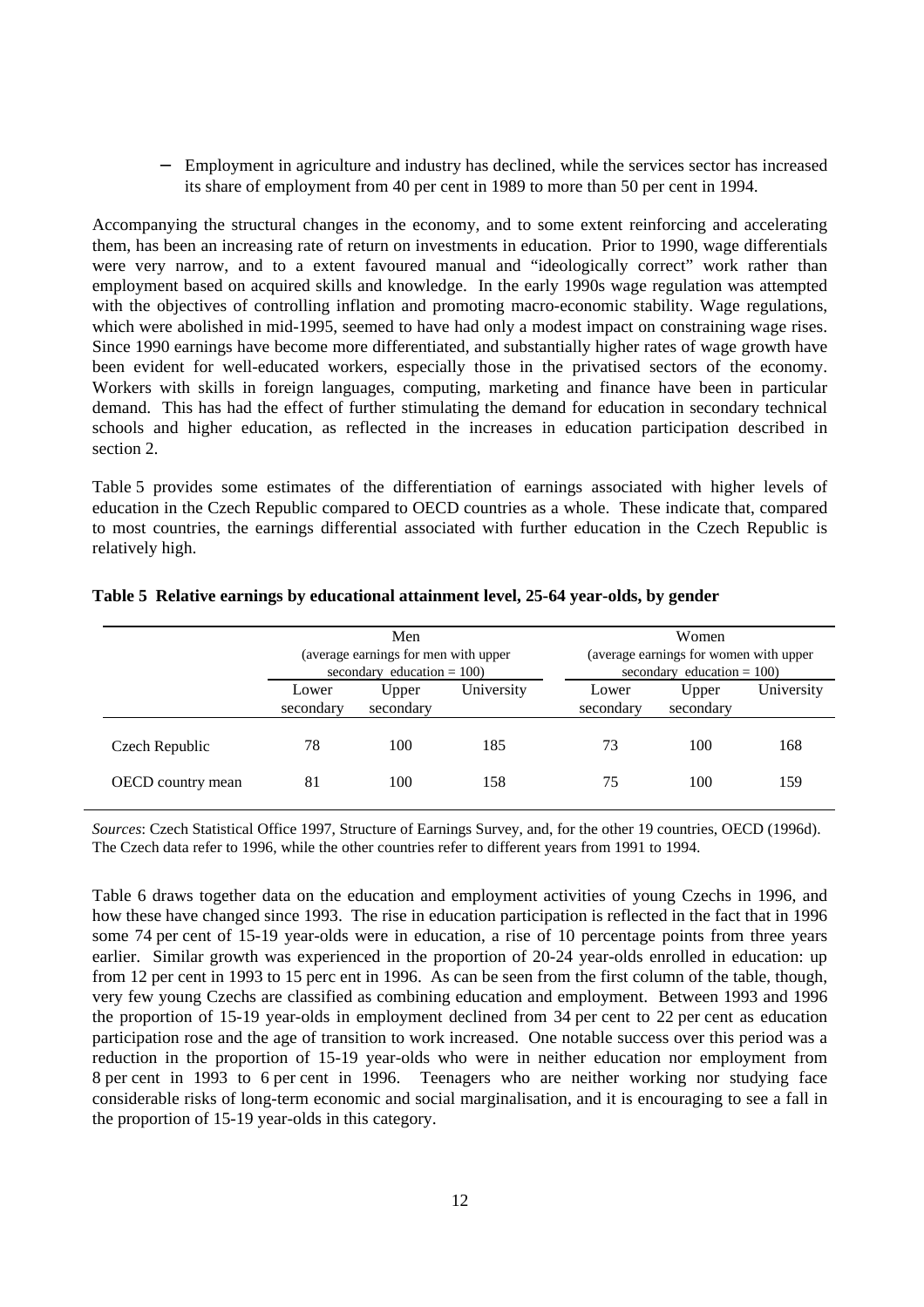- Employment in agriculture and industry has declined, while the services sector has increased its share of employment from 40 per cent in 1989 to more than 50 per cent in 1994.

Accompanying the structural changes in the economy, and to some extent reinforcing and accelerating them, has been an increasing rate of return on investments in education. Prior to 1990, wage differentials were very narrow, and to a extent favoured manual and "ideologically correct" work rather than employment based on acquired skills and knowledge. In the early 1990s wage regulation was attempted with the objectives of controlling inflation and promoting macro-economic stability. Wage regulations, which were abolished in mid-1995, seemed to have had only a modest impact on constraining wage rises. Since 1990 earnings have become more differentiated, and substantially higher rates of wage growth have been evident for well-educated workers, especially those in the privatised sectors of the economy. Workers with skills in foreign languages, computing, marketing and finance have been in particular demand. This has had the effect of further stimulating the demand for education in secondary technical schools and higher education, as reflected in the increases in education participation described in section 2.

Table 5 provides some estimates of the differentiation of earnings associated with higher levels of education in the Czech Republic compared to OECD countries as a whole. These indicate that, compared to most countries, the earnings differential associated with further education in the Czech Republic is relatively high.

**Table 5 Relative earnings by educational attainment level, 25-64 year-olds, by gender**

| | Men (average earnings for men with upper secondary education = 100) | | | Women (average earnings for women with upper secondary education = 100) | | |
|---|---|---|---|---|---|---|
| | Lower secondary | Upper secondary | University | Lower secondary | Upper secondary | University |
| Czech Republic | 78 | 100 | 185 | 73 | 100 | 168 |
| OECD country mean | 81 | 100 | 158 | 75 | 100 | 159 |

*Sources*: Czech Statistical Office 1997, Structure of Earnings Survey, and, for the other 19 countries, OECD (1996d). The Czech data refer to 1996, while the other countries refer to different years from 1991 to 1994.

Table 6 draws together data on the education and employment activities of young Czechs in 1996, and how these have changed since 1993. The rise in education participation is reflected in the fact that in 1996 some 74 per cent of 15-19 year-olds were in education, a rise of 10 percentage points from three years earlier. Similar growth was experienced in the proportion of 20-24 year-olds enrolled in education: up from 12 per cent in 1993 to 15 perc ent in 1996. As can be seen from the first column of the table, though, very few young Czechs are classified as combining education and employment. Between 1993 and 1996 the proportion of 15-19 year-olds in employment declined from 34 per cent to 22 per cent as education participation rose and the age of transition to work increased. One notable success over this period was a reduction in the proportion of 15-19 year-olds who were in neither education nor employment from 8 per cent in 1993 to 6 per cent in 1996. Teenagers who are neither working nor studying face considerable risks of long-term economic and social marginalisation, and it is encouraging to see a fall in the proportion of 15-19 year-olds in this category.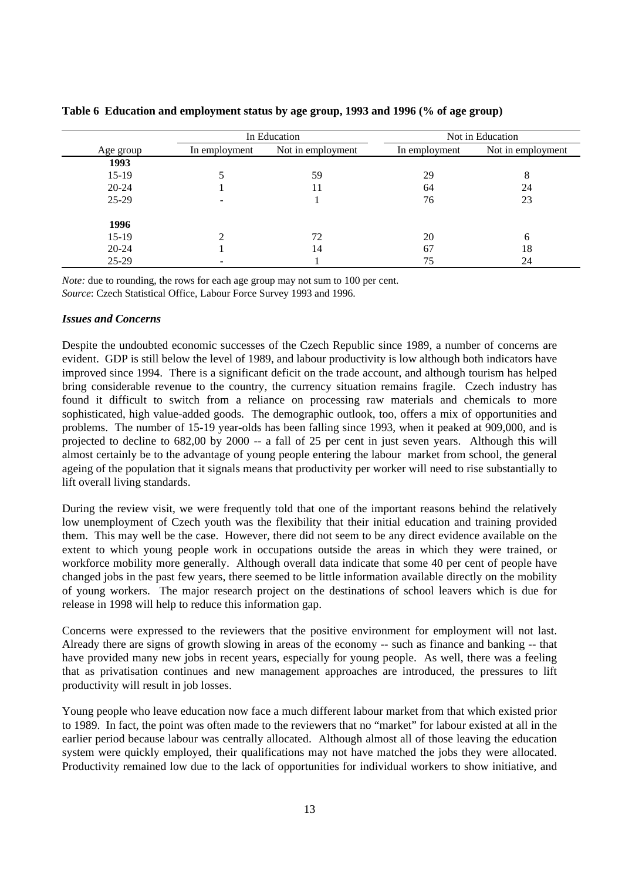**Table 6 Education and employment status by age group, 1993 and 1996 (% of age group)**

| | In Education | | Not in Education | |
|---|---|---|---|---|
| Age group | In employment | Not in employment | In employment | Not in employment |
| **1993** | | | | |
| 15-19 | 5 | 59 | 29 | 8 |
| 20-24 | 1 | 11 | 64 | 24 |
| 25-29 | - | 1 | 76 | 23 |
| **1996** | | | | |
| 15-19 | 2 | 72 | 20 | 6 |
| 20-24 | 1 | 14 | 67 | 18 |
| 25-29 | - | 1 | 75 | 24 |

*Note:* due to rounding, the rows for each age group may not sum to 100 per cent.
*Source*: Czech Statistical Office, Labour Force Survey 1993 and 1996.

***Issues and Concerns***

Despite the undoubted economic successes of the Czech Republic since 1989, a number of concerns are evident. GDP is still below the level of 1989, and labour productivity is low although both indicators have improved since 1994. There is a significant deficit on the trade account, and although tourism has helped bring considerable revenue to the country, the currency situation remains fragile. Czech industry has found it difficult to switch from a reliance on processing raw materials and chemicals to more sophisticated, high value-added goods. The demographic outlook, too, offers a mix of opportunities and problems. The number of 15-19 year-olds has been falling since 1993, when it peaked at 909,000, and is projected to decline to 682,00 by 2000 -- a fall of 25 per cent in just seven years. Although this will almost certainly be to the advantage of young people entering the labour market from school, the general ageing of the population that it signals means that productivity per worker will need to rise substantially to lift overall living standards.

During the review visit, we were frequently told that one of the important reasons behind the relatively low unemployment of Czech youth was the flexibility that their initial education and training provided them. This may well be the case. However, there did not seem to be any direct evidence available on the extent to which young people work in occupations outside the areas in which they were trained, or workforce mobility more generally. Although overall data indicate that some 40 per cent of people have changed jobs in the past few years, there seemed to be little information available directly on the mobility of young workers. The major research project on the destinations of school leavers which is due for release in 1998 will help to reduce this information gap.

Concerns were expressed to the reviewers that the positive environment for employment will not last. Already there are signs of growth slowing in areas of the economy -- such as finance and banking -- that have provided many new jobs in recent years, especially for young people. As well, there was a feeling that as privatisation continues and new management approaches are introduced, the pressures to lift productivity will result in job losses.

Young people who leave education now face a much different labour market from that which existed prior to 1989. In fact, the point was often made to the reviewers that no "market" for labour existed at all in the earlier period because labour was centrally allocated. Although almost all of those leaving the education system were quickly employed, their qualifications may not have matched the jobs they were allocated. Productivity remained low due to the lack of opportunities for individual workers to show initiative, and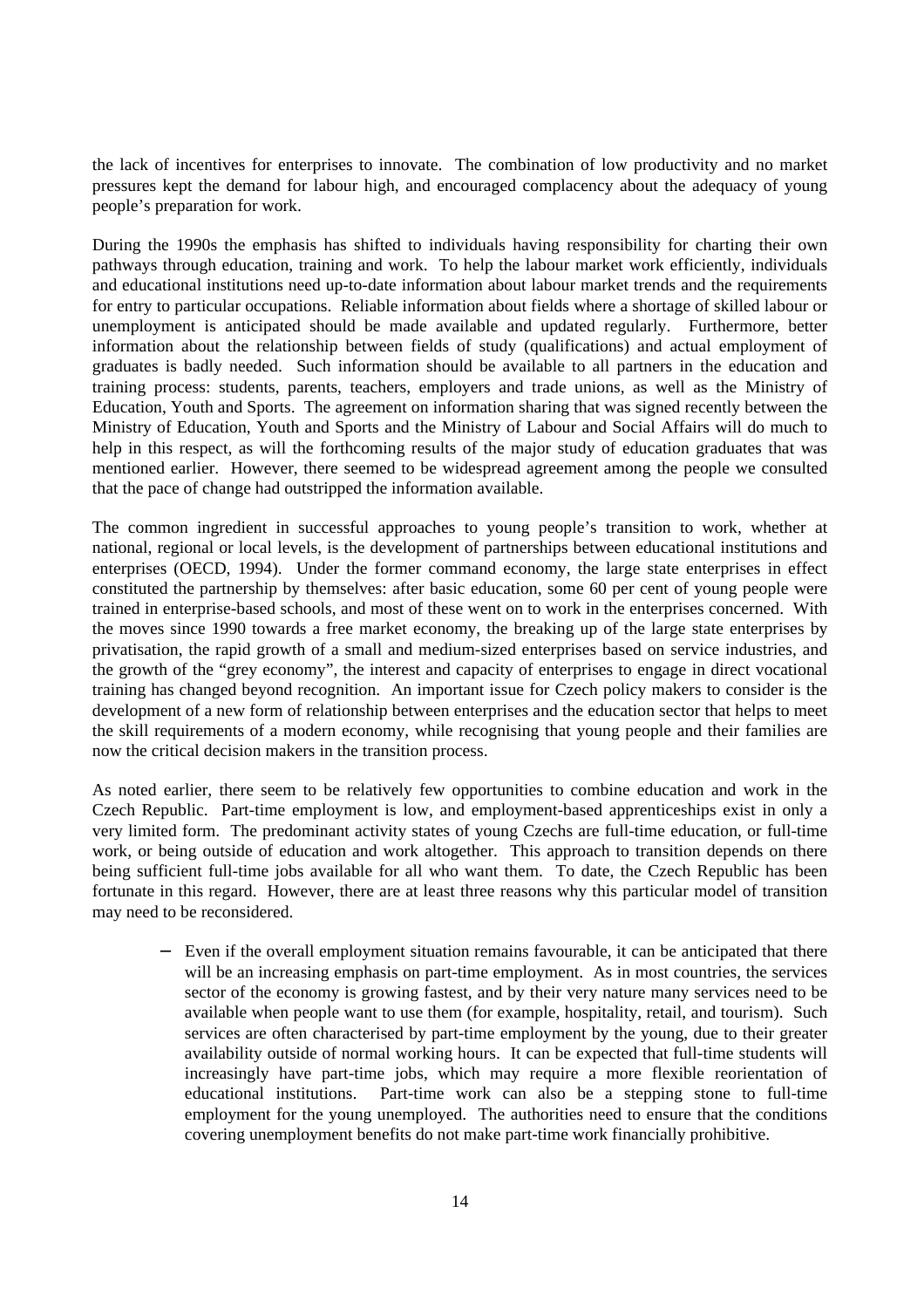the lack of incentives for enterprises to innovate. The combination of low productivity and no market pressures kept the demand for labour high, and encouraged complacency about the adequacy of young people's preparation for work.

During the 1990s the emphasis has shifted to individuals having responsibility for charting their own pathways through education, training and work. To help the labour market work efficiently, individuals and educational institutions need up-to-date information about labour market trends and the requirements for entry to particular occupations. Reliable information about fields where a shortage of skilled labour or unemployment is anticipated should be made available and updated regularly. Furthermore, better information about the relationship between fields of study (qualifications) and actual employment of graduates is badly needed. Such information should be available to all partners in the education and training process: students, parents, teachers, employers and trade unions, as well as the Ministry of Education, Youth and Sports. The agreement on information sharing that was signed recently between the Ministry of Education, Youth and Sports and the Ministry of Labour and Social Affairs will do much to help in this respect, as will the forthcoming results of the major study of education graduates that was mentioned earlier. However, there seemed to be widespread agreement among the people we consulted that the pace of change had outstripped the information available.

The common ingredient in successful approaches to young people's transition to work, whether at national, regional or local levels, is the development of partnerships between educational institutions and enterprises (OECD, 1994). Under the former command economy, the large state enterprises in effect constituted the partnership by themselves: after basic education, some 60 per cent of young people were trained in enterprise-based schools, and most of these went on to work in the enterprises concerned. With the moves since 1990 towards a free market economy, the breaking up of the large state enterprises by privatisation, the rapid growth of a small and medium-sized enterprises based on service industries, and the growth of the "grey economy", the interest and capacity of enterprises to engage in direct vocational training has changed beyond recognition. An important issue for Czech policy makers to consider is the development of a new form of relationship between enterprises and the education sector that helps to meet the skill requirements of a modern economy, while recognising that young people and their families are now the critical decision makers in the transition process.

As noted earlier, there seem to be relatively few opportunities to combine education and work in the Czech Republic. Part-time employment is low, and employment-based apprenticeships exist in only a very limited form. The predominant activity states of young Czechs are full-time education, or full-time work, or being outside of education and work altogether. This approach to transition depends on there being sufficient full-time jobs available for all who want them. To date, the Czech Republic has been fortunate in this regard. However, there are at least three reasons why this particular model of transition may need to be reconsidered.

- Even if the overall employment situation remains favourable, it can be anticipated that there will be an increasing emphasis on part-time employment. As in most countries, the services sector of the economy is growing fastest, and by their very nature many services need to be available when people want to use them (for example, hospitality, retail, and tourism). Such services are often characterised by part-time employment by the young, due to their greater availability outside of normal working hours. It can be expected that full-time students will increasingly have part-time jobs, which may require a more flexible reorientation of educational institutions. Part-time work can also be a stepping stone to full-time employment for the young unemployed. The authorities need to ensure that the conditions covering unemployment benefits do not make part-time work financially prohibitive.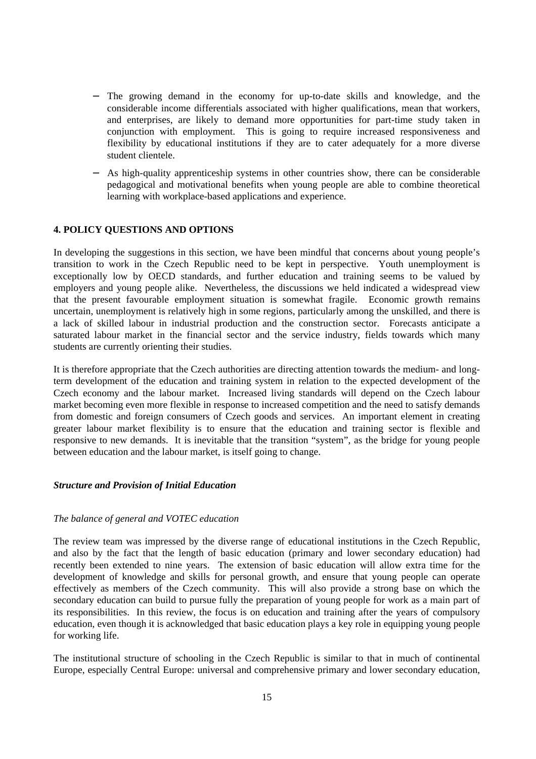- The growing demand in the economy for up-to-date skills and knowledge, and the considerable income differentials associated with higher qualifications, mean that workers, and enterprises, are likely to demand more opportunities for part-time study taken in conjunction with employment. This is going to require increased responsiveness and flexibility by educational institutions if they are to cater adequately for a more diverse student clientele.
- As high-quality apprenticeship systems in other countries show, there can be considerable pedagogical and motivational benefits when young people are able to combine theoretical learning with workplace-based applications and experience.

## 4. POLICY QUESTIONS AND OPTIONS

In developing the suggestions in this section, we have been mindful that concerns about young people's transition to work in the Czech Republic need to be kept in perspective. Youth unemployment is exceptionally low by OECD standards, and further education and training seems to be valued by employers and young people alike. Nevertheless, the discussions we held indicated a widespread view that the present favourable employment situation is somewhat fragile. Economic growth remains uncertain, unemployment is relatively high in some regions, particularly among the unskilled, and there is a lack of skilled labour in industrial production and the construction sector. Forecasts anticipate a saturated labour market in the financial sector and the service industry, fields towards which many students are currently orienting their studies.

It is therefore appropriate that the Czech authorities are directing attention towards the medium- and long-term development of the education and training system in relation to the expected development of the Czech economy and the labour market. Increased living standards will depend on the Czech labour market becoming even more flexible in response to increased competition and the need to satisfy demands from domestic and foreign consumers of Czech goods and services. An important element in creating greater labour market flexibility is to ensure that the education and training sector is flexible and responsive to new demands. It is inevitable that the transition "system", as the bridge for young people between education and the labour market, is itself going to change.

### *Structure and Provision of Initial Education*

#### *The balance of general and VOTEC education*

The review team was impressed by the diverse range of educational institutions in the Czech Republic, and also by the fact that the length of basic education (primary and lower secondary education) had recently been extended to nine years. The extension of basic education will allow extra time for the development of knowledge and skills for personal growth, and ensure that young people can operate effectively as members of the Czech community. This will also provide a strong base on which the secondary education can build to pursue fully the preparation of young people for work as a main part of its responsibilities. In this review, the focus is on education and training after the years of compulsory education, even though it is acknowledged that basic education plays a key role in equipping young people for working life.

The institutional structure of schooling in the Czech Republic is similar to that in much of continental Europe, especially Central Europe: universal and comprehensive primary and lower secondary education,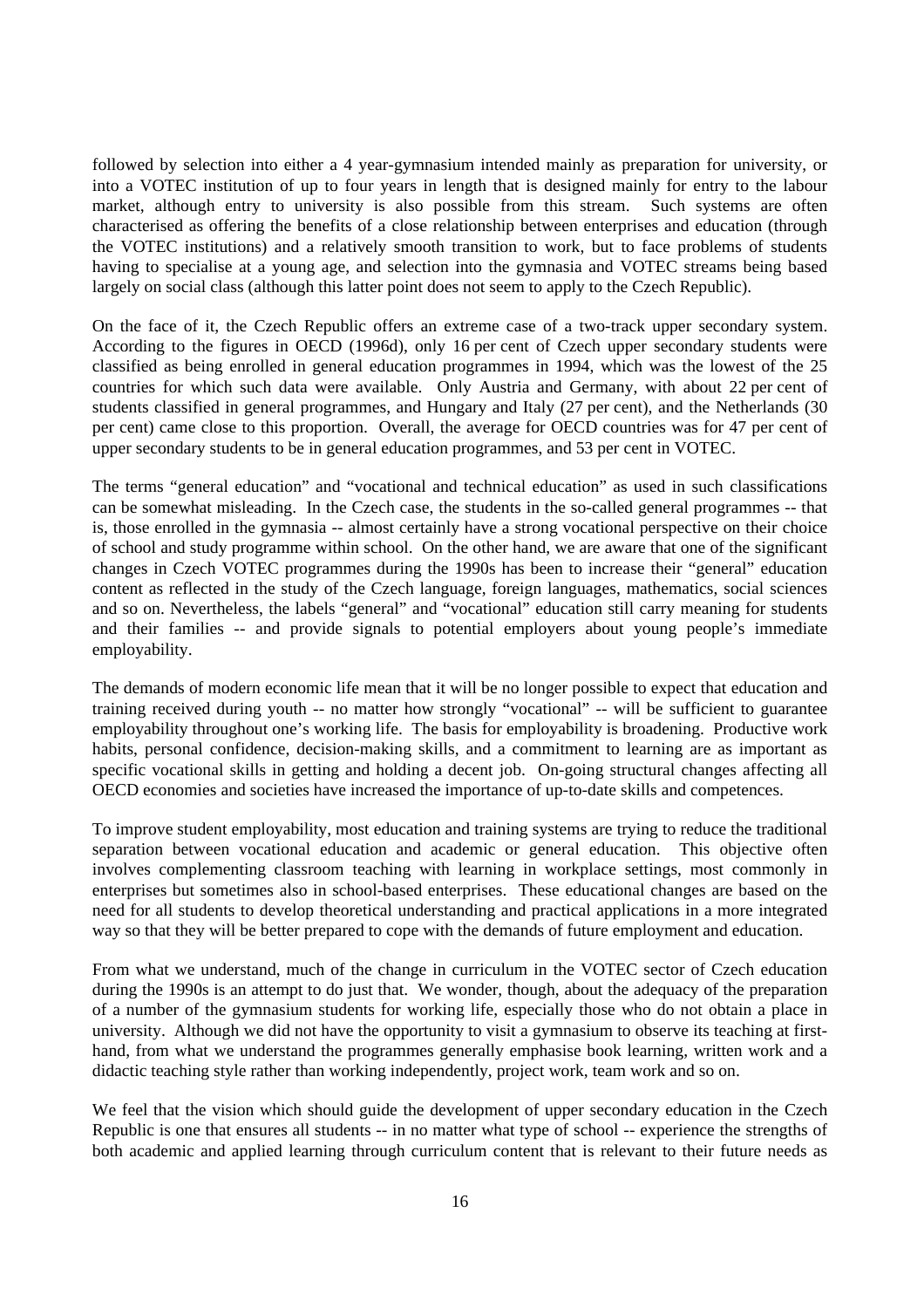followed by selection into either a 4 year-gymnasium intended mainly as preparation for university, or into a VOTEC institution of up to four years in length that is designed mainly for entry to the labour market, although entry to university is also possible from this stream. Such systems are often characterised as offering the benefits of a close relationship between enterprises and education (through the VOTEC institutions) and a relatively smooth transition to work, but to face problems of students having to specialise at a young age, and selection into the gymnasia and VOTEC streams being based largely on social class (although this latter point does not seem to apply to the Czech Republic).

On the face of it, the Czech Republic offers an extreme case of a two-track upper secondary system. According to the figures in OECD (1996d), only 16 per cent of Czech upper secondary students were classified as being enrolled in general education programmes in 1994, which was the lowest of the 25 countries for which such data were available. Only Austria and Germany, with about 22 per cent of students classified in general programmes, and Hungary and Italy (27 per cent), and the Netherlands (30 per cent) came close to this proportion. Overall, the average for OECD countries was for 47 per cent of upper secondary students to be in general education programmes, and 53 per cent in VOTEC.

The terms "general education" and "vocational and technical education" as used in such classifications can be somewhat misleading. In the Czech case, the students in the so-called general programmes -- that is, those enrolled in the gymnasia -- almost certainly have a strong vocational perspective on their choice of school and study programme within school. On the other hand, we are aware that one of the significant changes in Czech VOTEC programmes during the 1990s has been to increase their "general" education content as reflected in the study of the Czech language, foreign languages, mathematics, social sciences and so on. Nevertheless, the labels "general" and "vocational" education still carry meaning for students and their families -- and provide signals to potential employers about young people's immediate employability.

The demands of modern economic life mean that it will be no longer possible to expect that education and training received during youth -- no matter how strongly "vocational" -- will be sufficient to guarantee employability throughout one's working life. The basis for employability is broadening. Productive work habits, personal confidence, decision-making skills, and a commitment to learning are as important as specific vocational skills in getting and holding a decent job. On-going structural changes affecting all OECD economies and societies have increased the importance of up-to-date skills and competences.

To improve student employability, most education and training systems are trying to reduce the traditional separation between vocational education and academic or general education. This objective often involves complementing classroom teaching with learning in workplace settings, most commonly in enterprises but sometimes also in school-based enterprises. These educational changes are based on the need for all students to develop theoretical understanding and practical applications in a more integrated way so that they will be better prepared to cope with the demands of future employment and education.

From what we understand, much of the change in curriculum in the VOTEC sector of Czech education during the 1990s is an attempt to do just that. We wonder, though, about the adequacy of the preparation of a number of the gymnasium students for working life, especially those who do not obtain a place in university. Although we did not have the opportunity to visit a gymnasium to observe its teaching at first-hand, from what we understand the programmes generally emphasise book learning, written work and a didactic teaching style rather than working independently, project work, team work and so on.

We feel that the vision which should guide the development of upper secondary education in the Czech Republic is one that ensures all students -- in no matter what type of school -- experience the strengths of both academic and applied learning through curriculum content that is relevant to their future needs as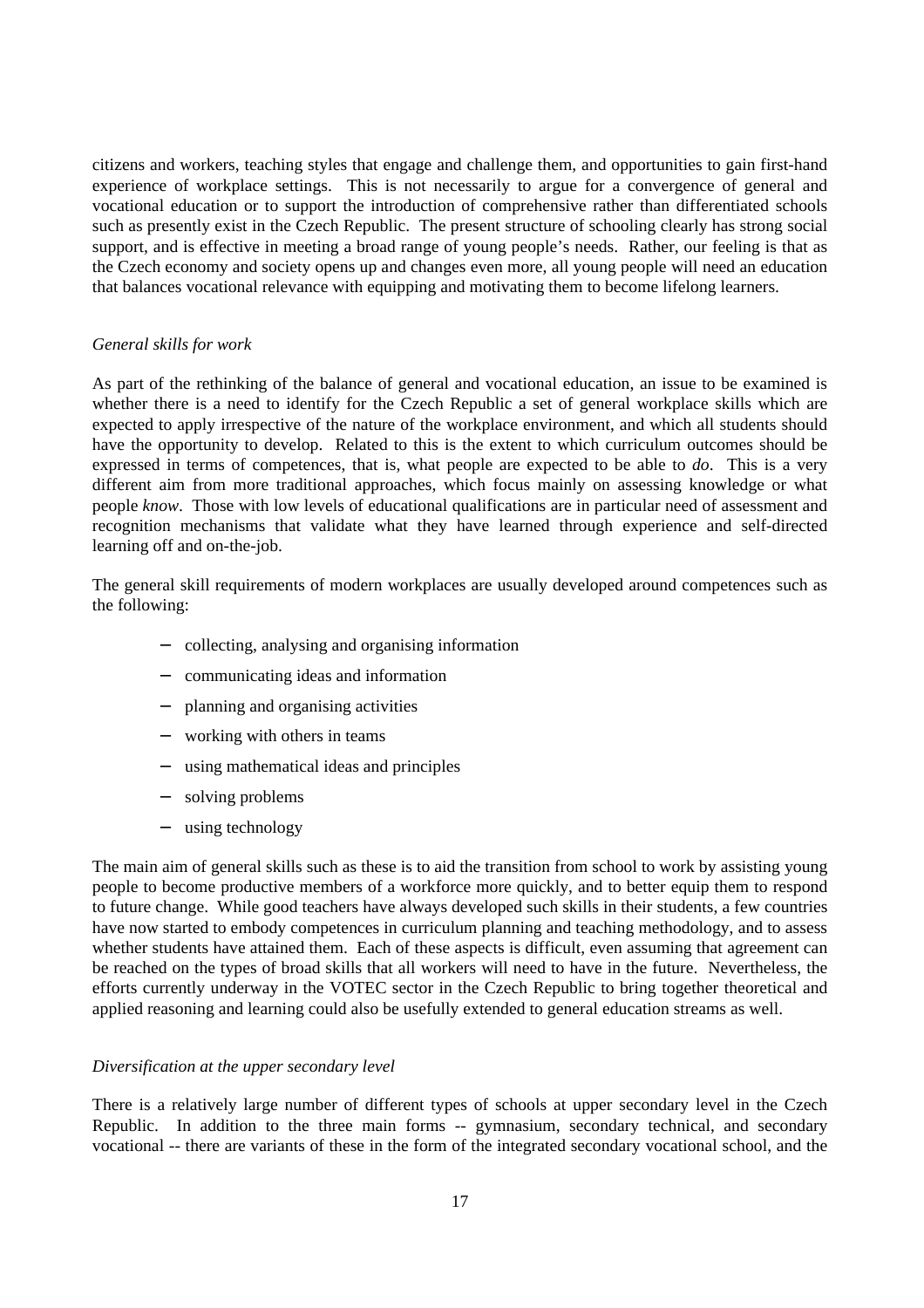citizens and workers, teaching styles that engage and challenge them, and opportunities to gain first-hand experience of workplace settings. This is not necessarily to argue for a convergence of general and vocational education or to support the introduction of comprehensive rather than differentiated schools such as presently exist in the Czech Republic. The present structure of schooling clearly has strong social support, and is effective in meeting a broad range of young people's needs. Rather, our feeling is that as the Czech economy and society opens up and changes even more, all young people will need an education that balances vocational relevance with equipping and motivating them to become lifelong learners.

*General skills for work*

As part of the rethinking of the balance of general and vocational education, an issue to be examined is whether there is a need to identify for the Czech Republic a set of general workplace skills which are expected to apply irrespective of the nature of the workplace environment, and which all students should have the opportunity to develop. Related to this is the extent to which curriculum outcomes should be expressed in terms of competences, that is, what people are expected to be able to *do*. This is a very different aim from more traditional approaches, which focus mainly on assessing knowledge or what people *know*. Those with low levels of educational qualifications are in particular need of assessment and recognition mechanisms that validate what they have learned through experience and self-directed learning off and on-the-job.

The general skill requirements of modern workplaces are usually developed around competences such as the following:

- collecting, analysing and organising information
- communicating ideas and information
- planning and organising activities
- working with others in teams
- using mathematical ideas and principles
- solving problems
- using technology

The main aim of general skills such as these is to aid the transition from school to work by assisting young people to become productive members of a workforce more quickly, and to better equip them to respond to future change. While good teachers have always developed such skills in their students, a few countries have now started to embody competences in curriculum planning and teaching methodology, and to assess whether students have attained them. Each of these aspects is difficult, even assuming that agreement can be reached on the types of broad skills that all workers will need to have in the future. Nevertheless, the efforts currently underway in the VOTEC sector in the Czech Republic to bring together theoretical and applied reasoning and learning could also be usefully extended to general education streams as well.

*Diversification at the upper secondary level*

There is a relatively large number of different types of schools at upper secondary level in the Czech Republic. In addition to the three main forms -- gymnasium, secondary technical, and secondary vocational -- there are variants of these in the form of the integrated secondary vocational school, and the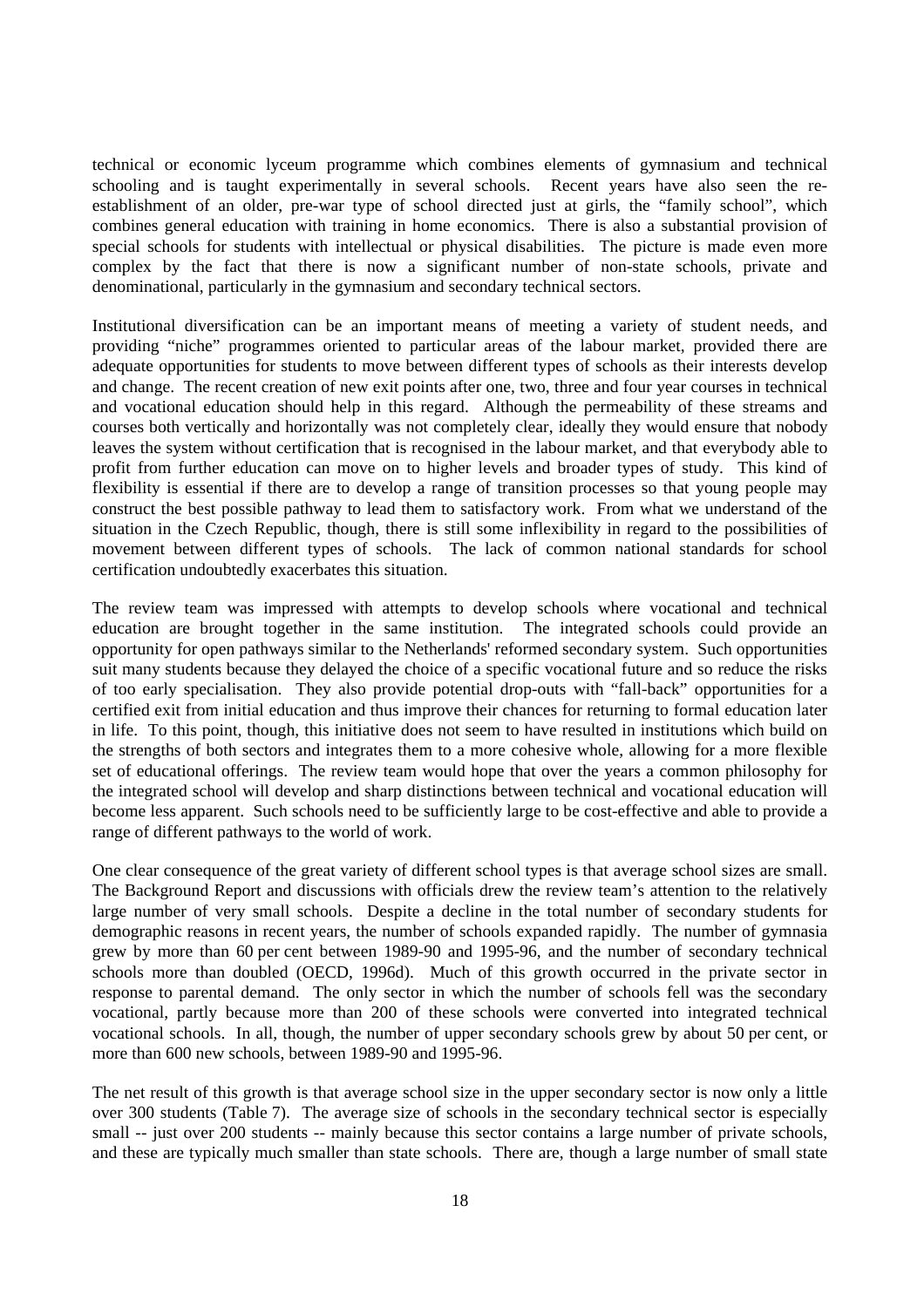technical or economic lyceum programme which combines elements of gymnasium and technical schooling and is taught experimentally in several schools. Recent years have also seen the re-establishment of an older, pre-war type of school directed just at girls, the "family school", which combines general education with training in home economics. There is also a substantial provision of special schools for students with intellectual or physical disabilities. The picture is made even more complex by the fact that there is now a significant number of non-state schools, private and denominational, particularly in the gymnasium and secondary technical sectors.

Institutional diversification can be an important means of meeting a variety of student needs, and providing "niche" programmes oriented to particular areas of the labour market, provided there are adequate opportunities for students to move between different types of schools as their interests develop and change. The recent creation of new exit points after one, two, three and four year courses in technical and vocational education should help in this regard. Although the permeability of these streams and courses both vertically and horizontally was not completely clear, ideally they would ensure that nobody leaves the system without certification that is recognised in the labour market, and that everybody able to profit from further education can move on to higher levels and broader types of study. This kind of flexibility is essential if there are to develop a range of transition processes so that young people may construct the best possible pathway to lead them to satisfactory work. From what we understand of the situation in the Czech Republic, though, there is still some inflexibility in regard to the possibilities of movement between different types of schools. The lack of common national standards for school certification undoubtedly exacerbates this situation.

The review team was impressed with attempts to develop schools where vocational and technical education are brought together in the same institution. The integrated schools could provide an opportunity for open pathways similar to the Netherlands' reformed secondary system. Such opportunities suit many students because they delayed the choice of a specific vocational future and so reduce the risks of too early specialisation. They also provide potential drop-outs with "fall-back" opportunities for a certified exit from initial education and thus improve their chances for returning to formal education later in life. To this point, though, this initiative does not seem to have resulted in institutions which build on the strengths of both sectors and integrates them to a more cohesive whole, allowing for a more flexible set of educational offerings. The review team would hope that over the years a common philosophy for the integrated school will develop and sharp distinctions between technical and vocational education will become less apparent. Such schools need to be sufficiently large to be cost-effective and able to provide a range of different pathways to the world of work.

One clear consequence of the great variety of different school types is that average school sizes are small. The Background Report and discussions with officials drew the review team's attention to the relatively large number of very small schools. Despite a decline in the total number of secondary students for demographic reasons in recent years, the number of schools expanded rapidly. The number of gymnasia grew by more than 60 per cent between 1989-90 and 1995-96, and the number of secondary technical schools more than doubled (OECD, 1996d). Much of this growth occurred in the private sector in response to parental demand. The only sector in which the number of schools fell was the secondary vocational, partly because more than 200 of these schools were converted into integrated technical vocational schools. In all, though, the number of upper secondary schools grew by about 50 per cent, or more than 600 new schools, between 1989-90 and 1995-96.

The net result of this growth is that average school size in the upper secondary sector is now only a little over 300 students (Table 7). The average size of schools in the secondary technical sector is especially small -- just over 200 students -- mainly because this sector contains a large number of private schools, and these are typically much smaller than state schools. There are, though a large number of small state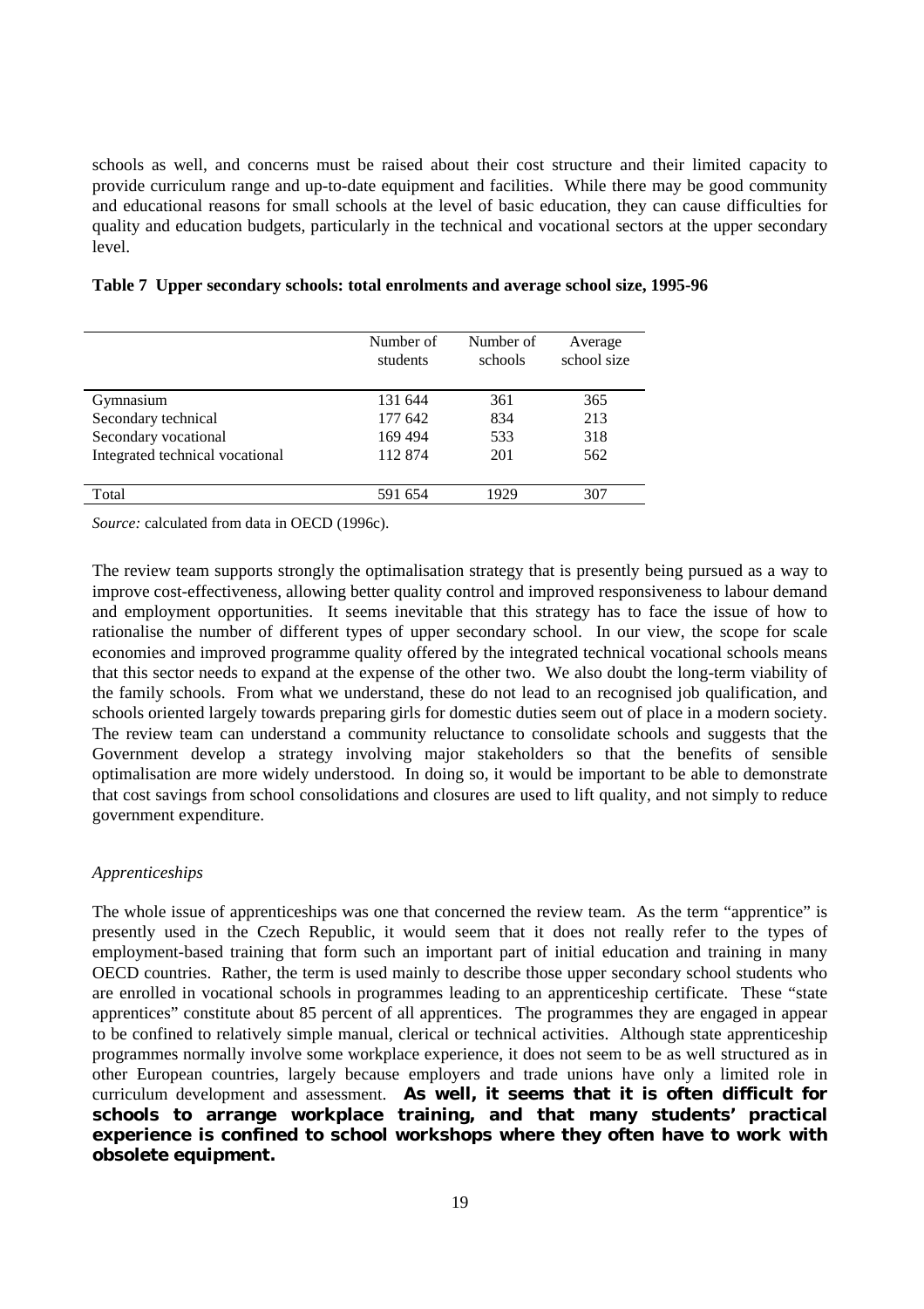schools as well, and concerns must be raised about their cost structure and their limited capacity to provide curriculum range and up-to-date equipment and facilities. While there may be good community and educational reasons for small schools at the level of basic education, they can cause difficulties for quality and education budgets, particularly in the technical and vocational sectors at the upper secondary level.

**Table 7 Upper secondary schools: total enrolments and average school size, 1995-96**

| | Number of students | Number of schools | Average school size |
|---|---|---|---|
| Gymnasium | 131 644 | 361 | 365 |
| Secondary technical | 177 642 | 834 | 213 |
| Secondary vocational | 169 494 | 533 | 318 |
| Integrated technical vocational | 112 874 | 201 | 562 |
| Total | 591 654 | 1929 | 307 |

*Source:* calculated from data in OECD (1996c).

The review team supports strongly the optimalisation strategy that is presently being pursued as a way to improve cost-effectiveness, allowing better quality control and improved responsiveness to labour demand and employment opportunities. It seems inevitable that this strategy has to face the issue of how to rationalise the number of different types of upper secondary school. In our view, the scope for scale economies and improved programme quality offered by the integrated technical vocational schools means that this sector needs to expand at the expense of the other two. We also doubt the long-term viability of the family schools. From what we understand, these do not lead to an recognised job qualification, and schools oriented largely towards preparing girls for domestic duties seem out of place in a modern society. The review team can understand a community reluctance to consolidate schools and suggests that the Government develop a strategy involving major stakeholders so that the benefits of sensible optimalisation are more widely understood. In doing so, it would be important to be able to demonstrate that cost savings from school consolidations and closures are used to lift quality, and not simply to reduce government expenditure.

*Apprenticeships*

The whole issue of apprenticeships was one that concerned the review team. As the term "apprentice" is presently used in the Czech Republic, it would seem that it does not really refer to the types of employment-based training that form such an important part of initial education and training in many OECD countries. Rather, the term is used mainly to describe those upper secondary school students who are enrolled in vocational schools in programmes leading to an apprenticeship certificate. These "state apprentices" constitute about 85 percent of all apprentices. The programmes they are engaged in appear to be confined to relatively simple manual, clerical or technical activities. Although state apprenticeship programmes normally involve some workplace experience, it does not seem to be as well structured as in other European countries, largely because employers and trade unions have only a limited role in curriculum development and assessment. **As well, it seems that it is often difficult for schools to arrange workplace training, and that many students' practical experience is confined to school workshops where they often have to work with obsolete equipment.**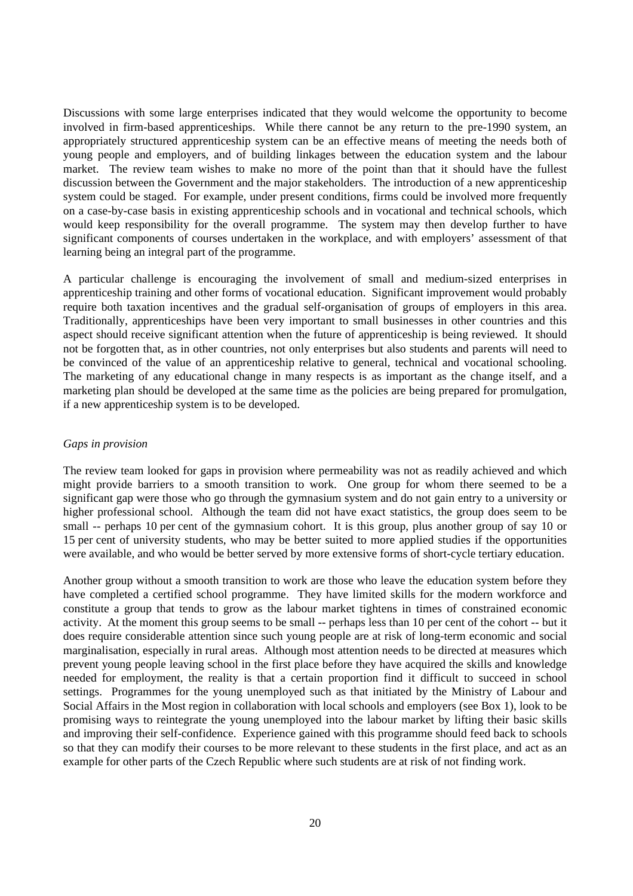Discussions with some large enterprises indicated that they would welcome the opportunity to become involved in firm-based apprenticeships. While there cannot be any return to the pre-1990 system, an appropriately structured apprenticeship system can be an effective means of meeting the needs both of young people and employers, and of building linkages between the education system and the labour market. The review team wishes to make no more of the point than that it should have the fullest discussion between the Government and the major stakeholders. The introduction of a new apprenticeship system could be staged. For example, under present conditions, firms could be involved more frequently on a case-by-case basis in existing apprenticeship schools and in vocational and technical schools, which would keep responsibility for the overall programme. The system may then develop further to have significant components of courses undertaken in the workplace, and with employers' assessment of that learning being an integral part of the programme.

A particular challenge is encouraging the involvement of small and medium-sized enterprises in apprenticeship training and other forms of vocational education. Significant improvement would probably require both taxation incentives and the gradual self-organisation of groups of employers in this area. Traditionally, apprenticeships have been very important to small businesses in other countries and this aspect should receive significant attention when the future of apprenticeship is being reviewed. It should not be forgotten that, as in other countries, not only enterprises but also students and parents will need to be convinced of the value of an apprenticeship relative to general, technical and vocational schooling. The marketing of any educational change in many respects is as important as the change itself, and a marketing plan should be developed at the same time as the policies are being prepared for promulgation, if a new apprenticeship system is to be developed.

*Gaps in provision*

The review team looked for gaps in provision where permeability was not as readily achieved and which might provide barriers to a smooth transition to work. One group for whom there seemed to be a significant gap were those who go through the gymnasium system and do not gain entry to a university or higher professional school. Although the team did not have exact statistics, the group does seem to be small -- perhaps 10 per cent of the gymnasium cohort. It is this group, plus another group of say 10 or 15 per cent of university students, who may be better suited to more applied studies if the opportunities were available, and who would be better served by more extensive forms of short-cycle tertiary education.

Another group without a smooth transition to work are those who leave the education system before they have completed a certified school programme. They have limited skills for the modern workforce and constitute a group that tends to grow as the labour market tightens in times of constrained economic activity. At the moment this group seems to be small -- perhaps less than 10 per cent of the cohort -- but it does require considerable attention since such young people are at risk of long-term economic and social marginalisation, especially in rural areas. Although most attention needs to be directed at measures which prevent young people leaving school in the first place before they have acquired the skills and knowledge needed for employment, the reality is that a certain proportion find it difficult to succeed in school settings. Programmes for the young unemployed such as that initiated by the Ministry of Labour and Social Affairs in the Most region in collaboration with local schools and employers (see Box 1), look to be promising ways to reintegrate the young unemployed into the labour market by lifting their basic skills and improving their self-confidence. Experience gained with this programme should feed back to schools so that they can modify their courses to be more relevant to these students in the first place, and act as an example for other parts of the Czech Republic where such students are at risk of not finding work.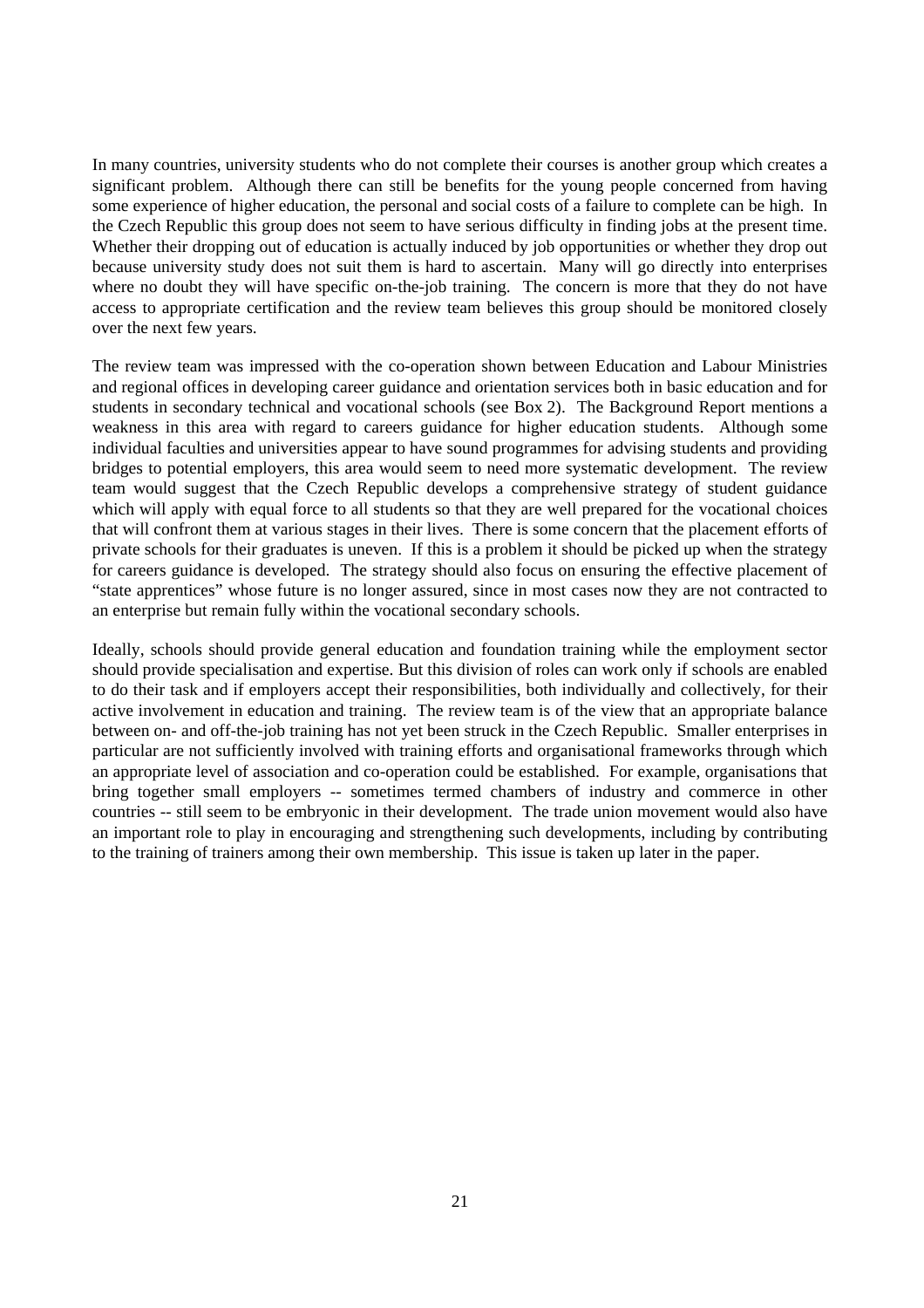In many countries, university students who do not complete their courses is another group which creates a significant problem. Although there can still be benefits for the young people concerned from having some experience of higher education, the personal and social costs of a failure to complete can be high. In the Czech Republic this group does not seem to have serious difficulty in finding jobs at the present time. Whether their dropping out of education is actually induced by job opportunities or whether they drop out because university study does not suit them is hard to ascertain. Many will go directly into enterprises where no doubt they will have specific on-the-job training. The concern is more that they do not have access to appropriate certification and the review team believes this group should be monitored closely over the next few years.

The review team was impressed with the co-operation shown between Education and Labour Ministries and regional offices in developing career guidance and orientation services both in basic education and for students in secondary technical and vocational schools (see Box 2). The Background Report mentions a weakness in this area with regard to careers guidance for higher education students. Although some individual faculties and universities appear to have sound programmes for advising students and providing bridges to potential employers, this area would seem to need more systematic development. The review team would suggest that the Czech Republic develops a comprehensive strategy of student guidance which will apply with equal force to all students so that they are well prepared for the vocational choices that will confront them at various stages in their lives. There is some concern that the placement efforts of private schools for their graduates is uneven. If this is a problem it should be picked up when the strategy for careers guidance is developed. The strategy should also focus on ensuring the effective placement of "state apprentices" whose future is no longer assured, since in most cases now they are not contracted to an enterprise but remain fully within the vocational secondary schools.

Ideally, schools should provide general education and foundation training while the employment sector should provide specialisation and expertise. But this division of roles can work only if schools are enabled to do their task and if employers accept their responsibilities, both individually and collectively, for their active involvement in education and training. The review team is of the view that an appropriate balance between on- and off-the-job training has not yet been struck in the Czech Republic. Smaller enterprises in particular are not sufficiently involved with training efforts and organisational frameworks through which an appropriate level of association and co-operation could be established. For example, organisations that bring together small employers -- sometimes termed chambers of industry and commerce in other countries -- still seem to be embryonic in their development. The trade union movement would also have an important role to play in encouraging and strengthening such developments, including by contributing to the training of trainers among their own membership. This issue is taken up later in the paper.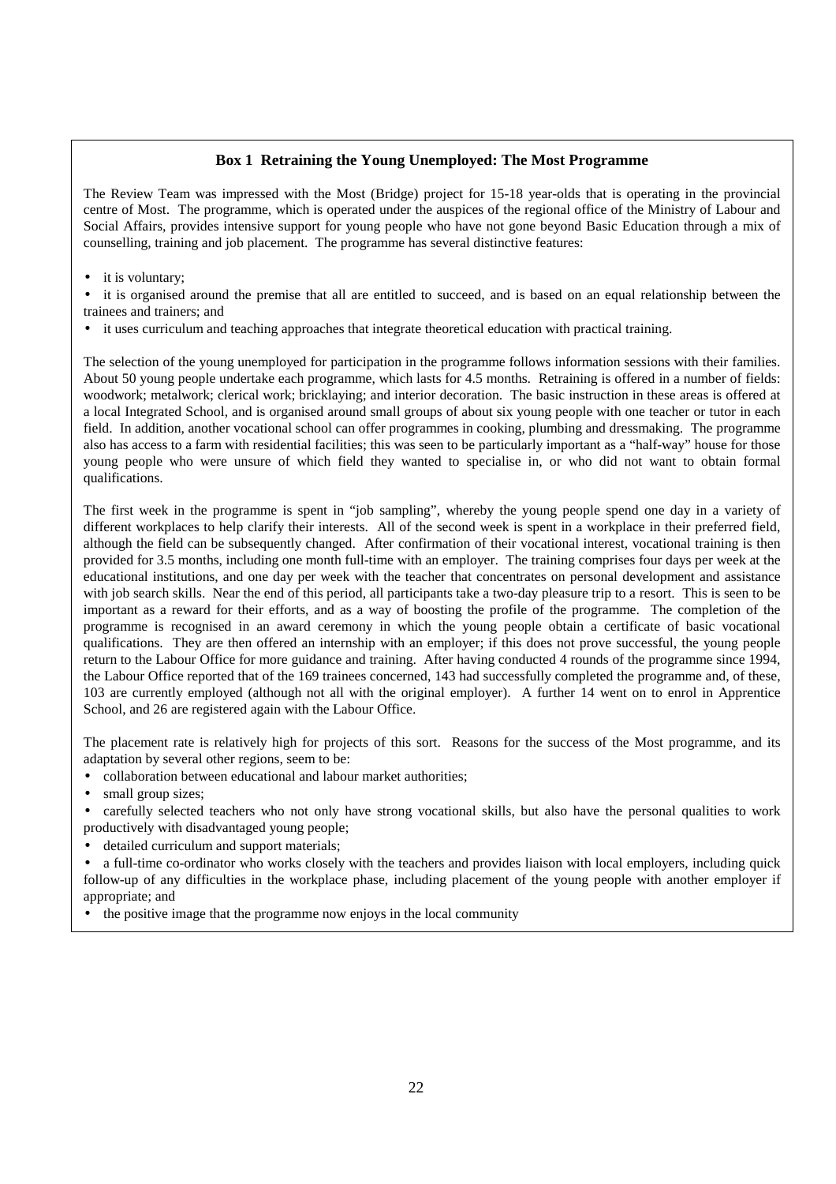**Box 1 Retraining the Young Unemployed: The Most Programme**

The Review Team was impressed with the Most (Bridge) project for 15-18 year-olds that is operating in the provincial centre of Most. The programme, which is operated under the auspices of the regional office of the Ministry of Labour and Social Affairs, provides intensive support for young people who have not gone beyond Basic Education through a mix of counselling, training and job placement. The programme has several distinctive features:

- it is voluntary;
- it is organised around the premise that all are entitled to succeed, and is based on an equal relationship between the trainees and trainers; and
- it uses curriculum and teaching approaches that integrate theoretical education with practical training.

The selection of the young unemployed for participation in the programme follows information sessions with their families. About 50 young people undertake each programme, which lasts for 4.5 months. Retraining is offered in a number of fields: woodwork; metalwork; clerical work; bricklaying; and interior decoration. The basic instruction in these areas is offered at a local Integrated School, and is organised around small groups of about six young people with one teacher or tutor in each field. In addition, another vocational school can offer programmes in cooking, plumbing and dressmaking. The programme also has access to a farm with residential facilities; this was seen to be particularly important as a "half-way" house for those young people who were unsure of which field they wanted to specialise in, or who did not want to obtain formal qualifications.

The first week in the programme is spent in "job sampling", whereby the young people spend one day in a variety of different workplaces to help clarify their interests. All of the second week is spent in a workplace in their preferred field, although the field can be subsequently changed. After confirmation of their vocational interest, vocational training is then provided for 3.5 months, including one month full-time with an employer. The training comprises four days per week at the educational institutions, and one day per week with the teacher that concentrates on personal development and assistance with job search skills. Near the end of this period, all participants take a two-day pleasure trip to a resort. This is seen to be important as a reward for their efforts, and as a way of boosting the profile of the programme. The completion of the programme is recognised in an award ceremony in which the young people obtain a certificate of basic vocational qualifications. They are then offered an internship with an employer; if this does not prove successful, the young people return to the Labour Office for more guidance and training. After having conducted 4 rounds of the programme since 1994, the Labour Office reported that of the 169 trainees concerned, 143 had successfully completed the programme and, of these, 103 are currently employed (although not all with the original employer). A further 14 went on to enrol in Apprentice School, and 26 are registered again with the Labour Office.

The placement rate is relatively high for projects of this sort. Reasons for the success of the Most programme, and its adaptation by several other regions, seem to be:

- collaboration between educational and labour market authorities;
- small group sizes;
- carefully selected teachers who not only have strong vocational skills, but also have the personal qualities to work productively with disadvantaged young people;
- detailed curriculum and support materials;
- a full-time co-ordinator who works closely with the teachers and provides liaison with local employers, including quick follow-up of any difficulties in the workplace phase, including placement of the young people with another employer if appropriate; and
- the positive image that the programme now enjoys in the local community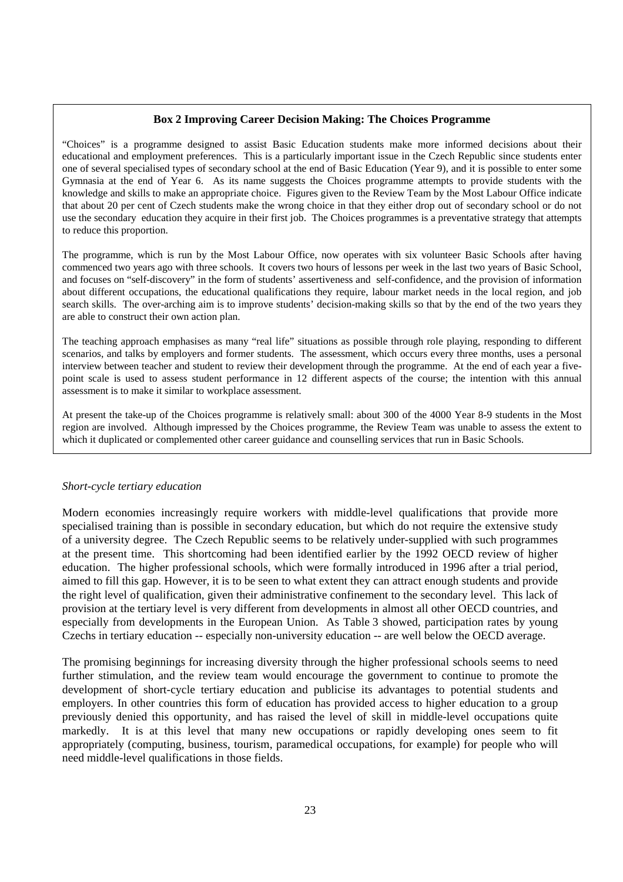**Box 2 Improving Career Decision Making: The Choices Programme**

"Choices" is a programme designed to assist Basic Education students make more informed decisions about their educational and employment preferences. This is a particularly important issue in the Czech Republic since students enter one of several specialised types of secondary school at the end of Basic Education (Year 9), and it is possible to enter some Gymnasia at the end of Year 6. As its name suggests the Choices programme attempts to provide students with the knowledge and skills to make an appropriate choice. Figures given to the Review Team by the Most Labour Office indicate that about 20 per cent of Czech students make the wrong choice in that they either drop out of secondary school or do not use the secondary education they acquire in their first job. The Choices programmes is a preventative strategy that attempts to reduce this proportion.

The programme, which is run by the Most Labour Office, now operates with six volunteer Basic Schools after having commenced two years ago with three schools. It covers two hours of lessons per week in the last two years of Basic School, and focuses on "self-discovery" in the form of students' assertiveness and self-confidence, and the provision of information about different occupations, the educational qualifications they require, labour market needs in the local region, and job search skills. The over-arching aim is to improve students' decision-making skills so that by the end of the two years they are able to construct their own action plan.

The teaching approach emphasises as many "real life" situations as possible through role playing, responding to different scenarios, and talks by employers and former students. The assessment, which occurs every three months, uses a personal interview between teacher and student to review their development through the programme. At the end of each year a five-point scale is used to assess student performance in 12 different aspects of the course; the intention with this annual assessment is to make it similar to workplace assessment.

At present the take-up of the Choices programme is relatively small: about 300 of the 4000 Year 8-9 students in the Most region are involved. Although impressed by the Choices programme, the Review Team was unable to assess the extent to which it duplicated or complemented other career guidance and counselling services that run in Basic Schools.

*Short-cycle tertiary education*

Modern economies increasingly require workers with middle-level qualifications that provide more specialised training than is possible in secondary education, but which do not require the extensive study of a university degree. The Czech Republic seems to be relatively under-supplied with such programmes at the present time. This shortcoming had been identified earlier by the 1992 OECD review of higher education. The higher professional schools, which were formally introduced in 1996 after a trial period, aimed to fill this gap. However, it is to be seen to what extent they can attract enough students and provide the right level of qualification, given their administrative confinement to the secondary level. This lack of provision at the tertiary level is very different from developments in almost all other OECD countries, and especially from developments in the European Union. As Table 3 showed, participation rates by young Czechs in tertiary education -- especially non-university education -- are well below the OECD average.

The promising beginnings for increasing diversity through the higher professional schools seems to need further stimulation, and the review team would encourage the government to continue to promote the development of short-cycle tertiary education and publicise its advantages to potential students and employers. In other countries this form of education has provided access to higher education to a group previously denied this opportunity, and has raised the level of skill in middle-level occupations quite markedly. It is at this level that many new occupations or rapidly developing ones seem to fit appropriately (computing, business, tourism, paramedical occupations, for example) for people who will need middle-level qualifications in those fields.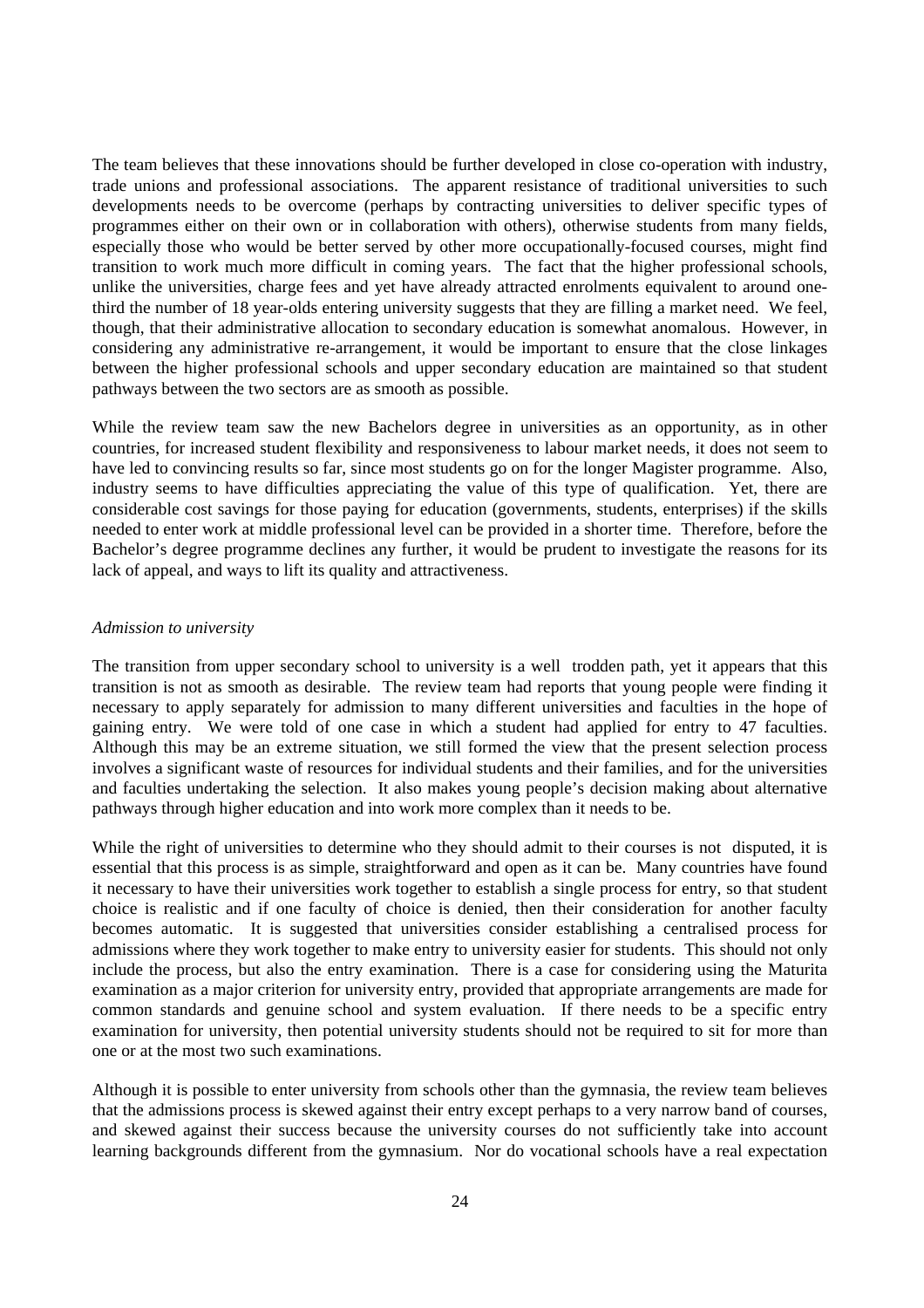The team believes that these innovations should be further developed in close co-operation with industry, trade unions and professional associations. The apparent resistance of traditional universities to such developments needs to be overcome (perhaps by contracting universities to deliver specific types of programmes either on their own or in collaboration with others), otherwise students from many fields, especially those who would be better served by other more occupationally-focused courses, might find transition to work much more difficult in coming years. The fact that the higher professional schools, unlike the universities, charge fees and yet have already attracted enrolments equivalent to around one-third the number of 18 year-olds entering university suggests that they are filling a market need. We feel, though, that their administrative allocation to secondary education is somewhat anomalous. However, in considering any administrative re-arrangement, it would be important to ensure that the close linkages between the higher professional schools and upper secondary education are maintained so that student pathways between the two sectors are as smooth as possible.

While the review team saw the new Bachelors degree in universities as an opportunity, as in other countries, for increased student flexibility and responsiveness to labour market needs, it does not seem to have led to convincing results so far, since most students go on for the longer Magister programme. Also, industry seems to have difficulties appreciating the value of this type of qualification. Yet, there are considerable cost savings for those paying for education (governments, students, enterprises) if the skills needed to enter work at middle professional level can be provided in a shorter time. Therefore, before the Bachelor's degree programme declines any further, it would be prudent to investigate the reasons for its lack of appeal, and ways to lift its quality and attractiveness.

*Admission to university*

The transition from upper secondary school to university is a well trodden path, yet it appears that this transition is not as smooth as desirable. The review team had reports that young people were finding it necessary to apply separately for admission to many different universities and faculties in the hope of gaining entry. We were told of one case in which a student had applied for entry to 47 faculties. Although this may be an extreme situation, we still formed the view that the present selection process involves a significant waste of resources for individual students and their families, and for the universities and faculties undertaking the selection. It also makes young people's decision making about alternative pathways through higher education and into work more complex than it needs to be.

While the right of universities to determine who they should admit to their courses is not disputed, it is essential that this process is as simple, straightforward and open as it can be. Many countries have found it necessary to have their universities work together to establish a single process for entry, so that student choice is realistic and if one faculty of choice is denied, then their consideration for another faculty becomes automatic. It is suggested that universities consider establishing a centralised process for admissions where they work together to make entry to university easier for students. This should not only include the process, but also the entry examination. There is a case for considering using the Maturita examination as a major criterion for university entry, provided that appropriate arrangements are made for common standards and genuine school and system evaluation. If there needs to be a specific entry examination for university, then potential university students should not be required to sit for more than one or at the most two such examinations.

Although it is possible to enter university from schools other than the gymnasia, the review team believes that the admissions process is skewed against their entry except perhaps to a very narrow band of courses, and skewed against their success because the university courses do not sufficiently take into account learning backgrounds different from the gymnasium. Nor do vocational schools have a real expectation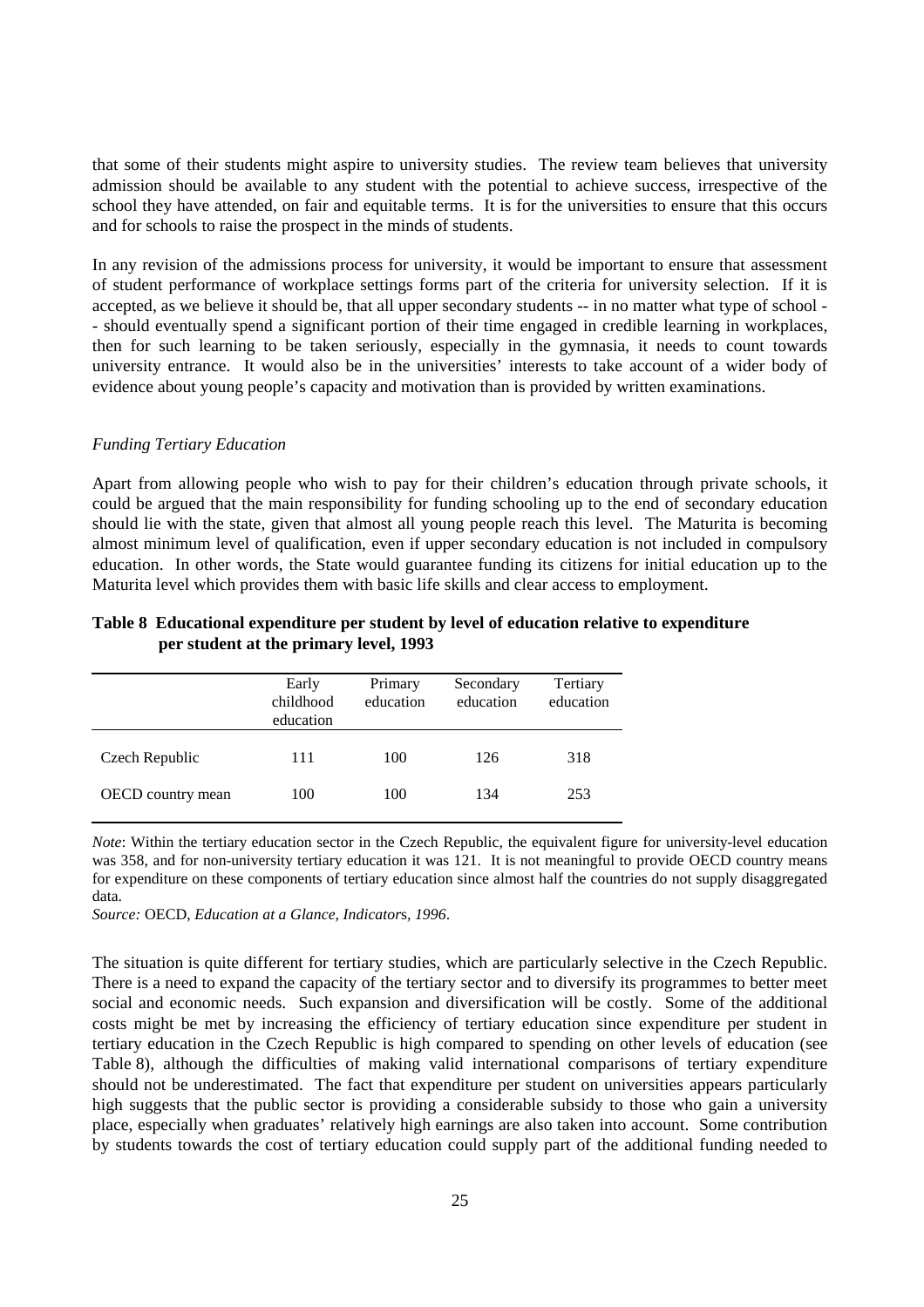that some of their students might aspire to university studies. The review team believes that university admission should be available to any student with the potential to achieve success, irrespective of the school they have attended, on fair and equitable terms. It is for the universities to ensure that this occurs and for schools to raise the prospect in the minds of students.

In any revision of the admissions process for university, it would be important to ensure that assessment of student performance of workplace settings forms part of the criteria for university selection. If it is accepted, as we believe it should be, that all upper secondary students -- in no matter what type of school -- should eventually spend a significant portion of their time engaged in credible learning in workplaces, then for such learning to be taken seriously, especially in the gymnasia, it needs to count towards university entrance. It would also be in the universities' interests to take account of a wider body of evidence about young people's capacity and motivation than is provided by written examinations.

*Funding Tertiary Education*

Apart from allowing people who wish to pay for their children's education through private schools, it could be argued that the main responsibility for funding schooling up to the end of secondary education should lie with the state, given that almost all young people reach this level. The Maturita is becoming almost minimum level of qualification, even if upper secondary education is not included in compulsory education. In other words, the State would guarantee funding its citizens for initial education up to the Maturita level which provides them with basic life skills and clear access to employment.

**Table 8 Educational expenditure per student by level of education relative to expenditure per student at the primary level, 1993**

| | Early childhood education | Primary education | Secondary education | Tertiary education |
|---|---|---|---|---|
| Czech Republic | 111 | 100 | 126 | 318 |
| OECD country mean | 100 | 100 | 134 | 253 |

*Note*: Within the tertiary education sector in the Czech Republic, the equivalent figure for university-level education was 358, and for non-university tertiary education it was 121. It is not meaningful to provide OECD country means for expenditure on these components of tertiary education since almost half the countries do not supply disaggregated data.

*Source:* OECD, *Education at a Glance, Indicators, 1996*.

The situation is quite different for tertiary studies, which are particularly selective in the Czech Republic. There is a need to expand the capacity of the tertiary sector and to diversify its programmes to better meet social and economic needs. Such expansion and diversification will be costly. Some of the additional costs might be met by increasing the efficiency of tertiary education since expenditure per student in tertiary education in the Czech Republic is high compared to spending on other levels of education (see Table 8), although the difficulties of making valid international comparisons of tertiary expenditure should not be underestimated. The fact that expenditure per student on universities appears particularly high suggests that the public sector is providing a considerable subsidy to those who gain a university place, especially when graduates' relatively high earnings are also taken into account. Some contribution by students towards the cost of tertiary education could supply part of the additional funding needed to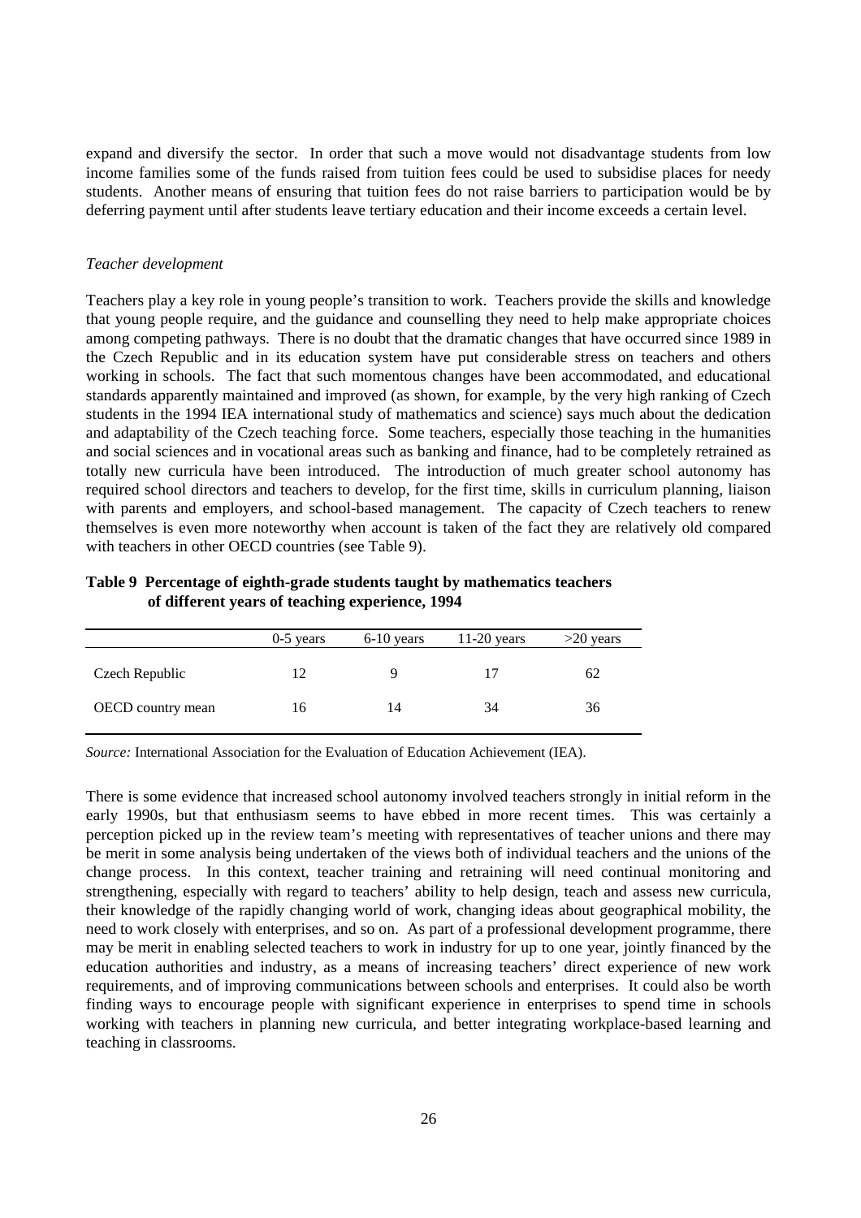expand and diversify the sector. In order that such a move would not disadvantage students from low income families some of the funds raised from tuition fees could be used to subsidise places for needy students. Another means of ensuring that tuition fees do not raise barriers to participation would be by deferring payment until after students leave tertiary education and their income exceeds a certain level.

*Teacher development*

Teachers play a key role in young people's transition to work. Teachers provide the skills and knowledge that young people require, and the guidance and counselling they need to help make appropriate choices among competing pathways. There is no doubt that the dramatic changes that have occurred since 1989 in the Czech Republic and in its education system have put considerable stress on teachers and others working in schools. The fact that such momentous changes have been accommodated, and educational standards apparently maintained and improved (as shown, for example, by the very high ranking of Czech students in the 1994 IEA international study of mathematics and science) says much about the dedication and adaptability of the Czech teaching force. Some teachers, especially those teaching in the humanities and social sciences and in vocational areas such as banking and finance, had to be completely retrained as totally new curricula have been introduced. The introduction of much greater school autonomy has required school directors and teachers to develop, for the first time, skills in curriculum planning, liaison with parents and employers, and school-based management. The capacity of Czech teachers to renew themselves is even more noteworthy when account is taken of the fact they are relatively old compared with teachers in other OECD countries (see Table 9).

**Table 9 Percentage of eighth-grade students taught by mathematics teachers of different years of teaching experience, 1994**

| | 0-5 years | 6-10 years | 11-20 years | >20 years |
|---|---|---|---|---|
| Czech Republic | 12 | 9 | 17 | 62 |
| OECD country mean | 16 | 14 | 34 | 36 |

*Source:* International Association for the Evaluation of Education Achievement (IEA).

There is some evidence that increased school autonomy involved teachers strongly in initial reform in the early 1990s, but that enthusiasm seems to have ebbed in more recent times. This was certainly a perception picked up in the review team's meeting with representatives of teacher unions and there may be merit in some analysis being undertaken of the views both of individual teachers and the unions of the change process. In this context, teacher training and retraining will need continual monitoring and strengthening, especially with regard to teachers' ability to help design, teach and assess new curricula, their knowledge of the rapidly changing world of work, changing ideas about geographical mobility, the need to work closely with enterprises, and so on. As part of a professional development programme, there may be merit in enabling selected teachers to work in industry for up to one year, jointly financed by the education authorities and industry, as a means of increasing teachers' direct experience of new work requirements, and of improving communications between schools and enterprises. It could also be worth finding ways to encourage people with significant experience in enterprises to spend time in schools working with teachers in planning new curricula, and better integrating workplace-based learning and teaching in classrooms.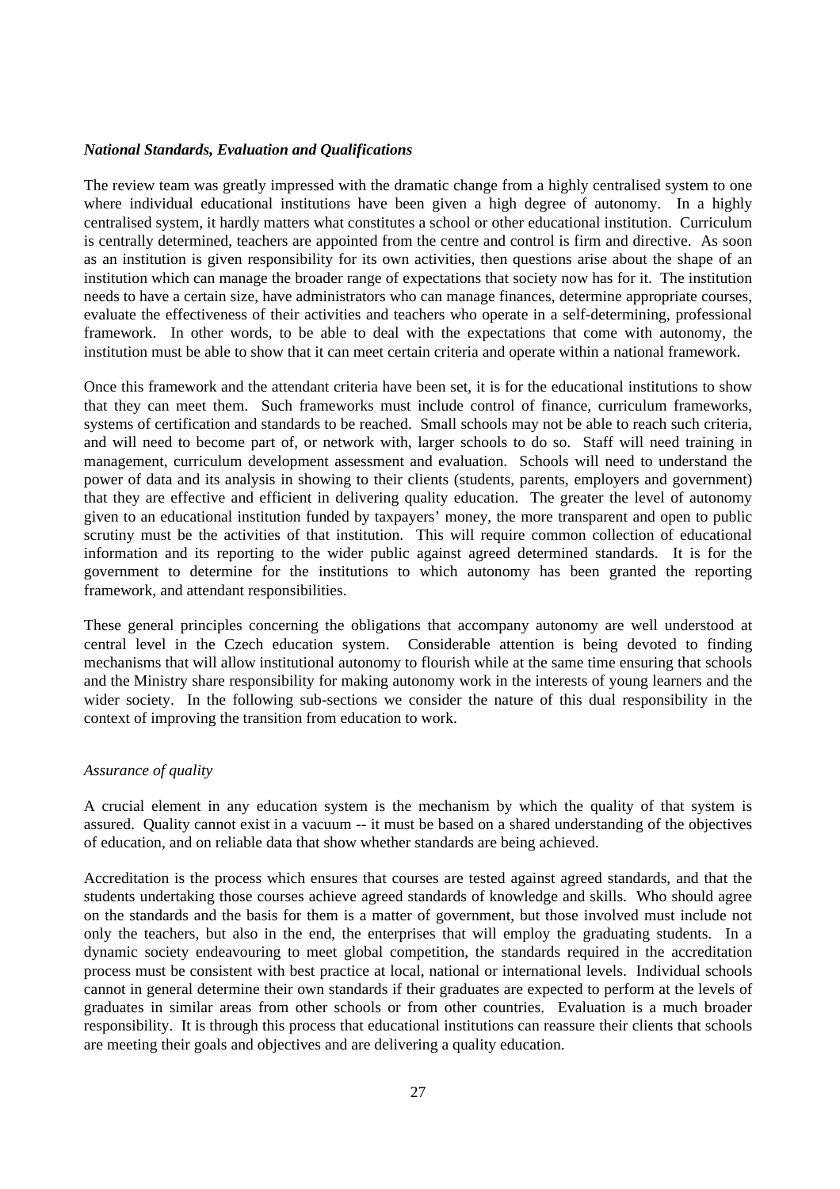### *National Standards, Evaluation and Qualifications*

The review team was greatly impressed with the dramatic change from a highly centralised system to one where individual educational institutions have been given a high degree of autonomy. In a highly centralised system, it hardly matters what constitutes a school or other educational institution. Curriculum is centrally determined, teachers are appointed from the centre and control is firm and directive. As soon as an institution is given responsibility for its own activities, then questions arise about the shape of an institution which can manage the broader range of expectations that society now has for it. The institution needs to have a certain size, have administrators who can manage finances, determine appropriate courses, evaluate the effectiveness of their activities and teachers who operate in a self-determining, professional framework. In other words, to be able to deal with the expectations that come with autonomy, the institution must be able to show that it can meet certain criteria and operate within a national framework.

Once this framework and the attendant criteria have been set, it is for the educational institutions to show that they can meet them. Such frameworks must include control of finance, curriculum frameworks, systems of certification and standards to be reached. Small schools may not be able to reach such criteria, and will need to become part of, or network with, larger schools to do so. Staff will need training in management, curriculum development assessment and evaluation. Schools will need to understand the power of data and its analysis in showing to their clients (students, parents, employers and government) that they are effective and efficient in delivering quality education. The greater the level of autonomy given to an educational institution funded by taxpayers' money, the more transparent and open to public scrutiny must be the activities of that institution. This will require common collection of educational information and its reporting to the wider public against agreed determined standards. It is for the government to determine for the institutions to which autonomy has been granted the reporting framework, and attendant responsibilities.

These general principles concerning the obligations that accompany autonomy are well understood at central level in the Czech education system. Considerable attention is being devoted to finding mechanisms that will allow institutional autonomy to flourish while at the same time ensuring that schools and the Ministry share responsibility for making autonomy work in the interests of young learners and the wider society. In the following sub-sections we consider the nature of this dual responsibility in the context of improving the transition from education to work.

#### *Assurance of quality*

A crucial element in any education system is the mechanism by which the quality of that system is assured. Quality cannot exist in a vacuum -- it must be based on a shared understanding of the objectives of education, and on reliable data that show whether standards are being achieved.

Accreditation is the process which ensures that courses are tested against agreed standards, and that the students undertaking those courses achieve agreed standards of knowledge and skills. Who should agree on the standards and the basis for them is a matter of government, but those involved must include not only the teachers, but also in the end, the enterprises that will employ the graduating students. In a dynamic society endeavouring to meet global competition, the standards required in the accreditation process must be consistent with best practice at local, national or international levels. Individual schools cannot in general determine their own standards if their graduates are expected to perform at the levels of graduates in similar areas from other schools or from other countries. Evaluation is a much broader responsibility. It is through this process that educational institutions can reassure their clients that schools are meeting their goals and objectives and are delivering a quality education.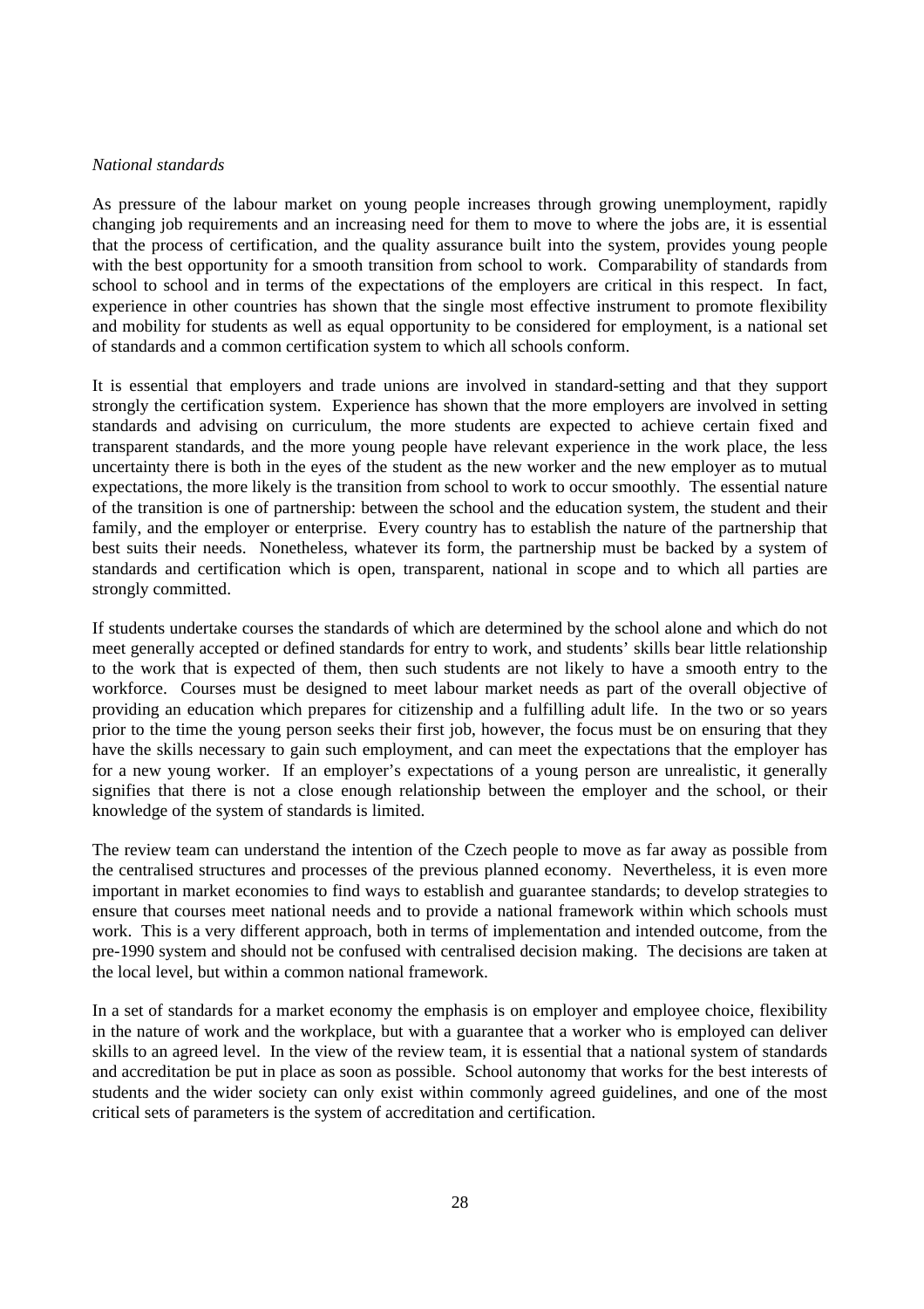*National standards*

As pressure of the labour market on young people increases through growing unemployment, rapidly changing job requirements and an increasing need for them to move to where the jobs are, it is essential that the process of certification, and the quality assurance built into the system, provides young people with the best opportunity for a smooth transition from school to work. Comparability of standards from school to school and in terms of the expectations of the employers are critical in this respect. In fact, experience in other countries has shown that the single most effective instrument to promote flexibility and mobility for students as well as equal opportunity to be considered for employment, is a national set of standards and a common certification system to which all schools conform.

It is essential that employers and trade unions are involved in standard-setting and that they support strongly the certification system. Experience has shown that the more employers are involved in setting standards and advising on curriculum, the more students are expected to achieve certain fixed and transparent standards, and the more young people have relevant experience in the work place, the less uncertainty there is both in the eyes of the student as the new worker and the new employer as to mutual expectations, the more likely is the transition from school to work to occur smoothly. The essential nature of the transition is one of partnership: between the school and the education system, the student and their family, and the employer or enterprise. Every country has to establish the nature of the partnership that best suits their needs. Nonetheless, whatever its form, the partnership must be backed by a system of standards and certification which is open, transparent, national in scope and to which all parties are strongly committed.

If students undertake courses the standards of which are determined by the school alone and which do not meet generally accepted or defined standards for entry to work, and students' skills bear little relationship to the work that is expected of them, then such students are not likely to have a smooth entry to the workforce. Courses must be designed to meet labour market needs as part of the overall objective of providing an education which prepares for citizenship and a fulfilling adult life. In the two or so years prior to the time the young person seeks their first job, however, the focus must be on ensuring that they have the skills necessary to gain such employment, and can meet the expectations that the employer has for a new young worker. If an employer's expectations of a young person are unrealistic, it generally signifies that there is not a close enough relationship between the employer and the school, or their knowledge of the system of standards is limited.

The review team can understand the intention of the Czech people to move as far away as possible from the centralised structures and processes of the previous planned economy. Nevertheless, it is even more important in market economies to find ways to establish and guarantee standards; to develop strategies to ensure that courses meet national needs and to provide a national framework within which schools must work. This is a very different approach, both in terms of implementation and intended outcome, from the pre-1990 system and should not be confused with centralised decision making. The decisions are taken at the local level, but within a common national framework.

In a set of standards for a market economy the emphasis is on employer and employee choice, flexibility in the nature of work and the workplace, but with a guarantee that a worker who is employed can deliver skills to an agreed level. In the view of the review team, it is essential that a national system of standards and accreditation be put in place as soon as possible. School autonomy that works for the best interests of students and the wider society can only exist within commonly agreed guidelines, and one of the most critical sets of parameters is the system of accreditation and certification.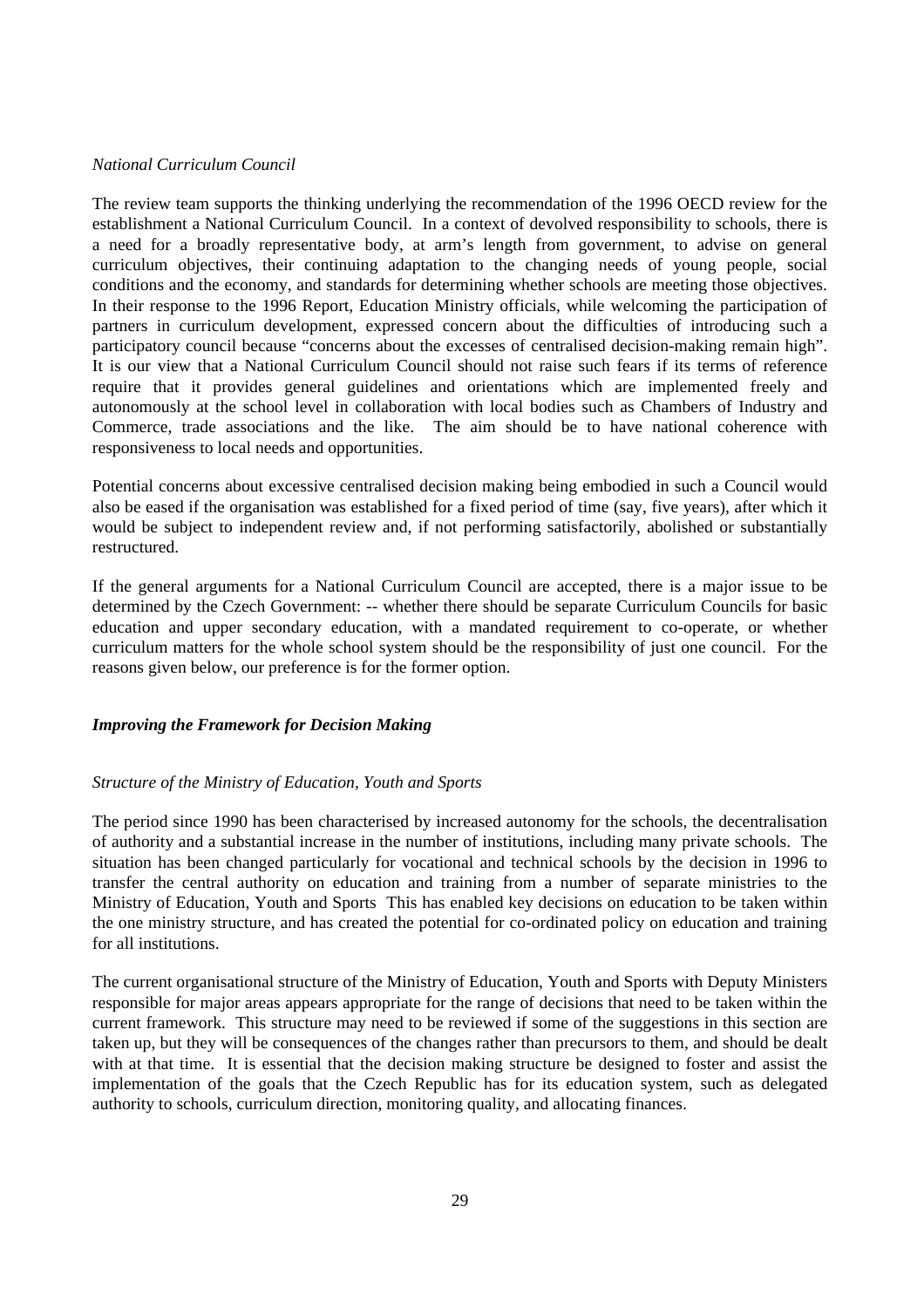*National Curriculum Council*

The review team supports the thinking underlying the recommendation of the 1996 OECD review for the establishment a National Curriculum Council. In a context of devolved responsibility to schools, there is a need for a broadly representative body, at arm's length from government, to advise on general curriculum objectives, their continuing adaptation to the changing needs of young people, social conditions and the economy, and standards for determining whether schools are meeting those objectives. In their response to the 1996 Report, Education Ministry officials, while welcoming the participation of partners in curriculum development, expressed concern about the difficulties of introducing such a participatory council because "concerns about the excesses of centralised decision-making remain high". It is our view that a National Curriculum Council should not raise such fears if its terms of reference require that it provides general guidelines and orientations which are implemented freely and autonomously at the school level in collaboration with local bodies such as Chambers of Industry and Commerce, trade associations and the like. The aim should be to have national coherence with responsiveness to local needs and opportunities.

Potential concerns about excessive centralised decision making being embodied in such a Council would also be eased if the organisation was established for a fixed period of time (say, five years), after which it would be subject to independent review and, if not performing satisfactorily, abolished or substantially restructured.

If the general arguments for a National Curriculum Council are accepted, there is a major issue to be determined by the Czech Government: -- whether there should be separate Curriculum Councils for basic education and upper secondary education, with a mandated requirement to co-operate, or whether curriculum matters for the whole school system should be the responsibility of just one council. For the reasons given below, our preference is for the former option.

***Improving the Framework for Decision Making***

*Structure of the Ministry of Education, Youth and Sports*

The period since 1990 has been characterised by increased autonomy for the schools, the decentralisation of authority and a substantial increase in the number of institutions, including many private schools. The situation has been changed particularly for vocational and technical schools by the decision in 1996 to transfer the central authority on education and training from a number of separate ministries to the Ministry of Education, Youth and Sports This has enabled key decisions on education to be taken within the one ministry structure, and has created the potential for co-ordinated policy on education and training for all institutions.

The current organisational structure of the Ministry of Education, Youth and Sports with Deputy Ministers responsible for major areas appears appropriate for the range of decisions that need to be taken within the current framework. This structure may need to be reviewed if some of the suggestions in this section are taken up, but they will be consequences of the changes rather than precursors to them, and should be dealt with at that time. It is essential that the decision making structure be designed to foster and assist the implementation of the goals that the Czech Republic has for its education system, such as delegated authority to schools, curriculum direction, monitoring quality, and allocating finances.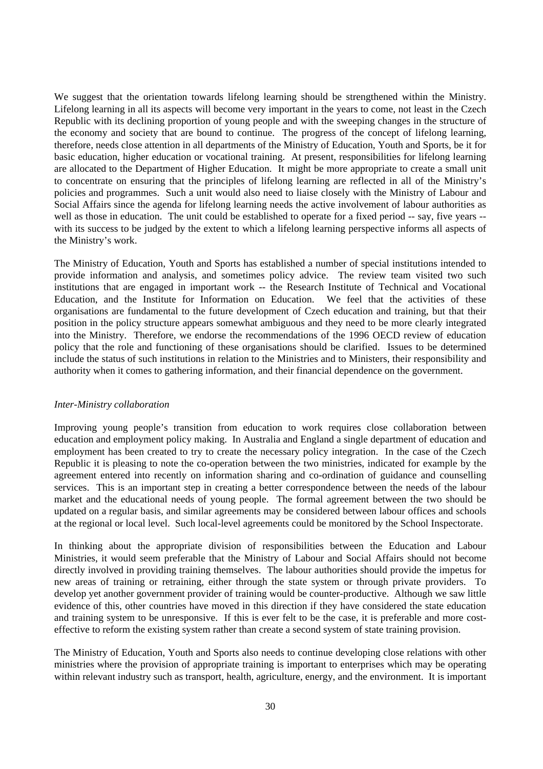We suggest that the orientation towards lifelong learning should be strengthened within the Ministry. Lifelong learning in all its aspects will become very important in the years to come, not least in the Czech Republic with its declining proportion of young people and with the sweeping changes in the structure of the economy and society that are bound to continue. The progress of the concept of lifelong learning, therefore, needs close attention in all departments of the Ministry of Education, Youth and Sports, be it for basic education, higher education or vocational training. At present, responsibilities for lifelong learning are allocated to the Department of Higher Education. It might be more appropriate to create a small unit to concentrate on ensuring that the principles of lifelong learning are reflected in all of the Ministry's policies and programmes. Such a unit would also need to liaise closely with the Ministry of Labour and Social Affairs since the agenda for lifelong learning needs the active involvement of labour authorities as well as those in education. The unit could be established to operate for a fixed period -- say, five years -- with its success to be judged by the extent to which a lifelong learning perspective informs all aspects of the Ministry's work.

The Ministry of Education, Youth and Sports has established a number of special institutions intended to provide information and analysis, and sometimes policy advice. The review team visited two such institutions that are engaged in important work -- the Research Institute of Technical and Vocational Education, and the Institute for Information on Education. We feel that the activities of these organisations are fundamental to the future development of Czech education and training, but that their position in the policy structure appears somewhat ambiguous and they need to be more clearly integrated into the Ministry. Therefore, we endorse the recommendations of the 1996 OECD review of education policy that the role and functioning of these organisations should be clarified. Issues to be determined include the status of such institutions in relation to the Ministries and to Ministers, their responsibility and authority when it comes to gathering information, and their financial dependence on the government.

*Inter-Ministry collaboration*

Improving young people's transition from education to work requires close collaboration between education and employment policy making. In Australia and England a single department of education and employment has been created to try to create the necessary policy integration. In the case of the Czech Republic it is pleasing to note the co-operation between the two ministries, indicated for example by the agreement entered into recently on information sharing and co-ordination of guidance and counselling services. This is an important step in creating a better correspondence between the needs of the labour market and the educational needs of young people. The formal agreement between the two should be updated on a regular basis, and similar agreements may be considered between labour offices and schools at the regional or local level. Such local-level agreements could be monitored by the School Inspectorate.

In thinking about the appropriate division of responsibilities between the Education and Labour Ministries, it would seem preferable that the Ministry of Labour and Social Affairs should not become directly involved in providing training themselves. The labour authorities should provide the impetus for new areas of training or retraining, either through the state system or through private providers. To develop yet another government provider of training would be counter-productive. Although we saw little evidence of this, other countries have moved in this direction if they have considered the state education and training system to be unresponsive. If this is ever felt to be the case, it is preferable and more cost-effective to reform the existing system rather than create a second system of state training provision.

The Ministry of Education, Youth and Sports also needs to continue developing close relations with other ministries where the provision of appropriate training is important to enterprises which may be operating within relevant industry such as transport, health, agriculture, energy, and the environment. It is important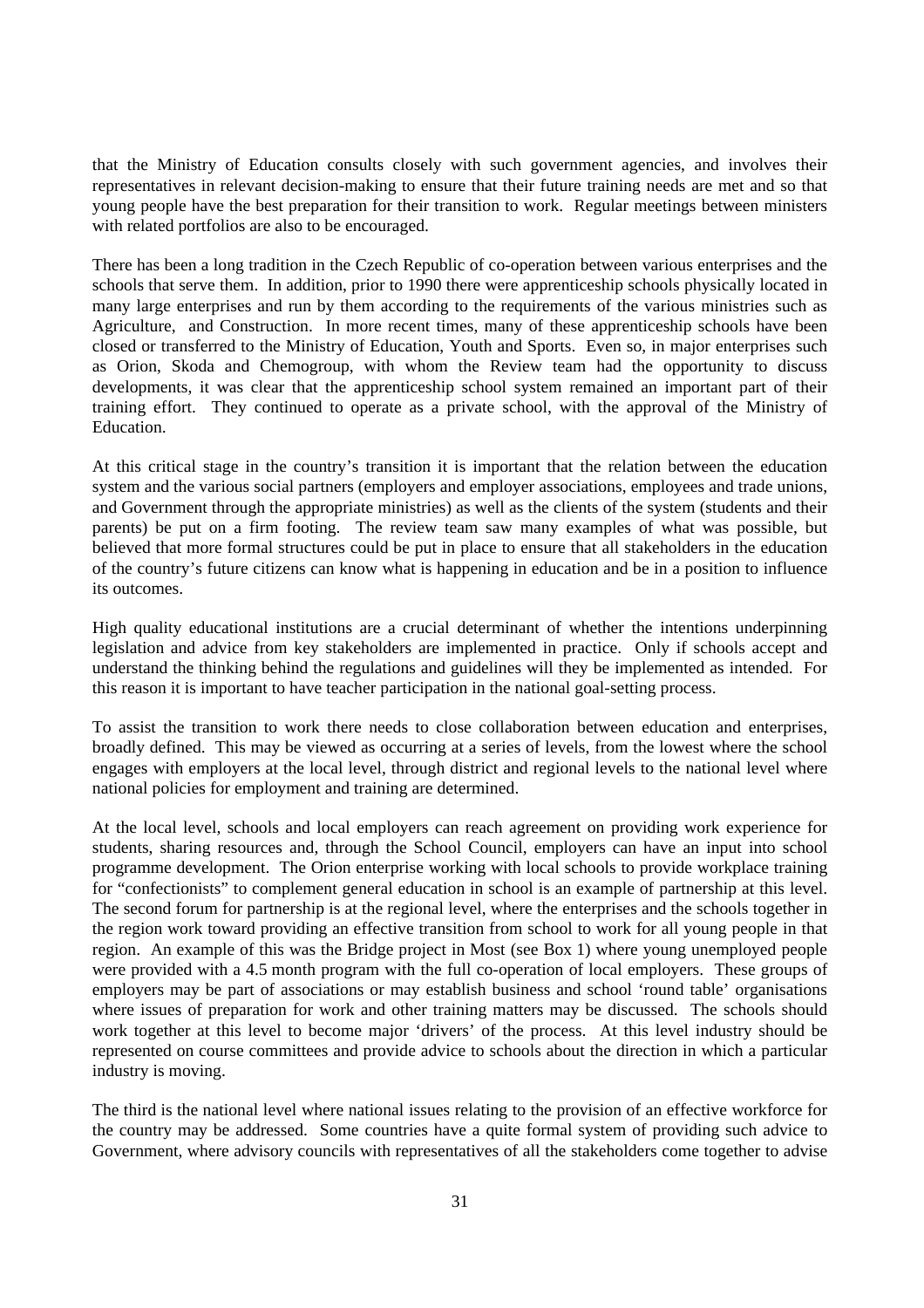that the Ministry of Education consults closely with such government agencies, and involves their representatives in relevant decision-making to ensure that their future training needs are met and so that young people have the best preparation for their transition to work. Regular meetings between ministers with related portfolios are also to be encouraged.

There has been a long tradition in the Czech Republic of co-operation between various enterprises and the schools that serve them. In addition, prior to 1990 there were apprenticeship schools physically located in many large enterprises and run by them according to the requirements of the various ministries such as Agriculture, and Construction. In more recent times, many of these apprenticeship schools have been closed or transferred to the Ministry of Education, Youth and Sports. Even so, in major enterprises such as Orion, Skoda and Chemogroup, with whom the Review team had the opportunity to discuss developments, it was clear that the apprenticeship school system remained an important part of their training effort. They continued to operate as a private school, with the approval of the Ministry of Education.

At this critical stage in the country's transition it is important that the relation between the education system and the various social partners (employers and employer associations, employees and trade unions, and Government through the appropriate ministries) as well as the clients of the system (students and their parents) be put on a firm footing. The review team saw many examples of what was possible, but believed that more formal structures could be put in place to ensure that all stakeholders in the education of the country's future citizens can know what is happening in education and be in a position to influence its outcomes.

High quality educational institutions are a crucial determinant of whether the intentions underpinning legislation and advice from key stakeholders are implemented in practice. Only if schools accept and understand the thinking behind the regulations and guidelines will they be implemented as intended. For this reason it is important to have teacher participation in the national goal-setting process.

To assist the transition to work there needs to close collaboration between education and enterprises, broadly defined. This may be viewed as occurring at a series of levels, from the lowest where the school engages with employers at the local level, through district and regional levels to the national level where national policies for employment and training are determined.

At the local level, schools and local employers can reach agreement on providing work experience for students, sharing resources and, through the School Council, employers can have an input into school programme development. The Orion enterprise working with local schools to provide workplace training for "confectionists" to complement general education in school is an example of partnership at this level. The second forum for partnership is at the regional level, where the enterprises and the schools together in the region work toward providing an effective transition from school to work for all young people in that region. An example of this was the Bridge project in Most (see Box 1) where young unemployed people were provided with a 4.5 month program with the full co-operation of local employers. These groups of employers may be part of associations or may establish business and school 'round table' organisations where issues of preparation for work and other training matters may be discussed. The schools should work together at this level to become major 'drivers' of the process. At this level industry should be represented on course committees and provide advice to schools about the direction in which a particular industry is moving.

The third is the national level where national issues relating to the provision of an effective workforce for the country may be addressed. Some countries have a quite formal system of providing such advice to Government, where advisory councils with representatives of all the stakeholders come together to advise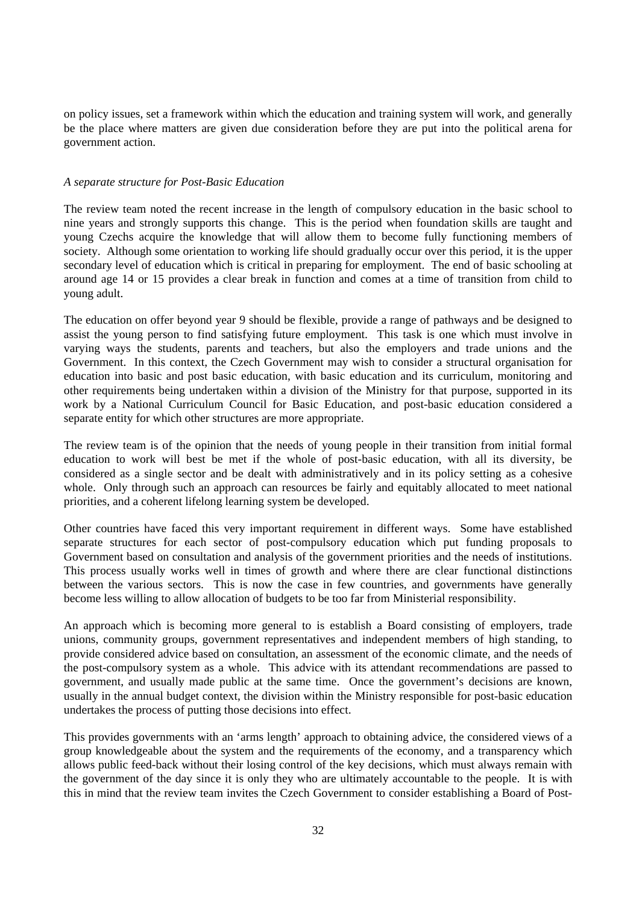on policy issues, set a framework within which the education and training system will work, and generally be the place where matters are given due consideration before they are put into the political arena for government action.

*A separate structure for Post-Basic Education*

The review team noted the recent increase in the length of compulsory education in the basic school to nine years and strongly supports this change. This is the period when foundation skills are taught and young Czechs acquire the knowledge that will allow them to become fully functioning members of society. Although some orientation to working life should gradually occur over this period, it is the upper secondary level of education which is critical in preparing for employment. The end of basic schooling at around age 14 or 15 provides a clear break in function and comes at a time of transition from child to young adult.

The education on offer beyond year 9 should be flexible, provide a range of pathways and be designed to assist the young person to find satisfying future employment. This task is one which must involve in varying ways the students, parents and teachers, but also the employers and trade unions and the Government. In this context, the Czech Government may wish to consider a structural organisation for education into basic and post basic education, with basic education and its curriculum, monitoring and other requirements being undertaken within a division of the Ministry for that purpose, supported in its work by a National Curriculum Council for Basic Education, and post-basic education considered a separate entity for which other structures are more appropriate.

The review team is of the opinion that the needs of young people in their transition from initial formal education to work will best be met if the whole of post-basic education, with all its diversity, be considered as a single sector and be dealt with administratively and in its policy setting as a cohesive whole. Only through such an approach can resources be fairly and equitably allocated to meet national priorities, and a coherent lifelong learning system be developed.

Other countries have faced this very important requirement in different ways. Some have established separate structures for each sector of post-compulsory education which put funding proposals to Government based on consultation and analysis of the government priorities and the needs of institutions. This process usually works well in times of growth and where there are clear functional distinctions between the various sectors. This is now the case in few countries, and governments have generally become less willing to allow allocation of budgets to be too far from Ministerial responsibility.

An approach which is becoming more general to is establish a Board consisting of employers, trade unions, community groups, government representatives and independent members of high standing, to provide considered advice based on consultation, an assessment of the economic climate, and the needs of the post-compulsory system as a whole. This advice with its attendant recommendations are passed to government, and usually made public at the same time. Once the government's decisions are known, usually in the annual budget context, the division within the Ministry responsible for post-basic education undertakes the process of putting those decisions into effect.

This provides governments with an 'arms length' approach to obtaining advice, the considered views of a group knowledgeable about the system and the requirements of the economy, and a transparency which allows public feed-back without their losing control of the key decisions, which must always remain with the government of the day since it is only they who are ultimately accountable to the people. It is with this in mind that the review team invites the Czech Government to consider establishing a Board of Post-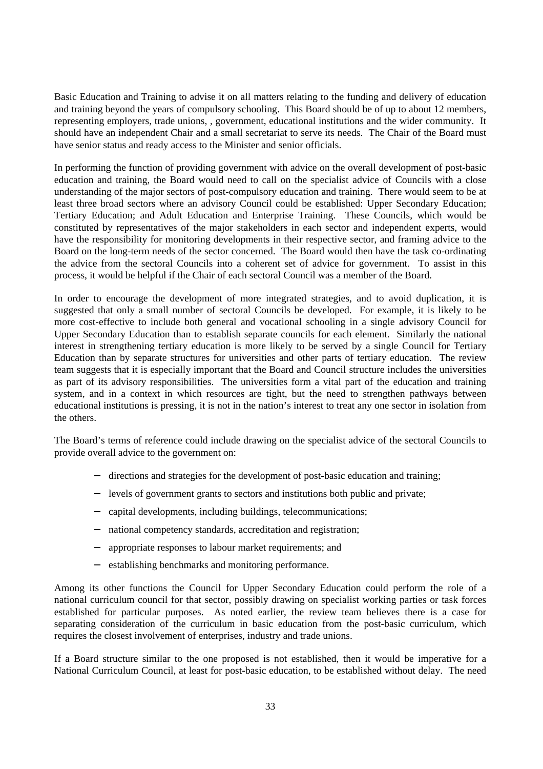Basic Education and Training to advise it on all matters relating to the funding and delivery of education and training beyond the years of compulsory schooling. This Board should be of up to about 12 members, representing employers, trade unions, , government, educational institutions and the wider community. It should have an independent Chair and a small secretariat to serve its needs. The Chair of the Board must have senior status and ready access to the Minister and senior officials.

In performing the function of providing government with advice on the overall development of post-basic education and training, the Board would need to call on the specialist advice of Councils with a close understanding of the major sectors of post-compulsory education and training. There would seem to be at least three broad sectors where an advisory Council could be established: Upper Secondary Education; Tertiary Education; and Adult Education and Enterprise Training. These Councils, which would be constituted by representatives of the major stakeholders in each sector and independent experts, would have the responsibility for monitoring developments in their respective sector, and framing advice to the Board on the long-term needs of the sector concerned. The Board would then have the task co-ordinating the advice from the sectoral Councils into a coherent set of advice for government. To assist in this process, it would be helpful if the Chair of each sectoral Council was a member of the Board.

In order to encourage the development of more integrated strategies, and to avoid duplication, it is suggested that only a small number of sectoral Councils be developed. For example, it is likely to be more cost-effective to include both general and vocational schooling in a single advisory Council for Upper Secondary Education than to establish separate councils for each element. Similarly the national interest in strengthening tertiary education is more likely to be served by a single Council for Tertiary Education than by separate structures for universities and other parts of tertiary education. The review team suggests that it is especially important that the Board and Council structure includes the universities as part of its advisory responsibilities. The universities form a vital part of the education and training system, and in a context in which resources are tight, but the need to strengthen pathways between educational institutions is pressing, it is not in the nation's interest to treat any one sector in isolation from the others.

The Board's terms of reference could include drawing on the specialist advice of the sectoral Councils to provide overall advice to the government on:

- directions and strategies for the development of post-basic education and training;
- levels of government grants to sectors and institutions both public and private;
- capital developments, including buildings, telecommunications;
- national competency standards, accreditation and registration;
- appropriate responses to labour market requirements; and
- establishing benchmarks and monitoring performance.

Among its other functions the Council for Upper Secondary Education could perform the role of a national curriculum council for that sector, possibly drawing on specialist working parties or task forces established for particular purposes. As noted earlier, the review team believes there is a case for separating consideration of the curriculum in basic education from the post-basic curriculum, which requires the closest involvement of enterprises, industry and trade unions.

If a Board structure similar to the one proposed is not established, then it would be imperative for a National Curriculum Council, at least for post-basic education, to be established without delay. The need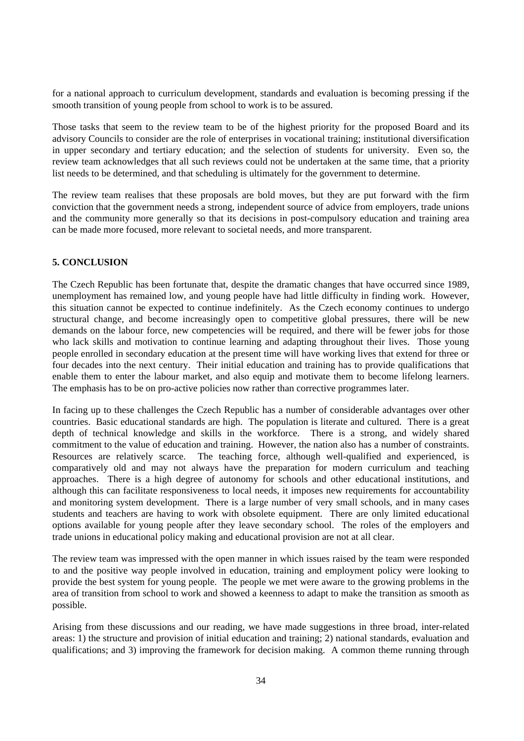for a national approach to curriculum development, standards and evaluation is becoming pressing if the smooth transition of young people from school to work is to be assured.

Those tasks that seem to the review team to be of the highest priority for the proposed Board and its advisory Councils to consider are the role of enterprises in vocational training; institutional diversification in upper secondary and tertiary education; and the selection of students for university. Even so, the review team acknowledges that all such reviews could not be undertaken at the same time, that a priority list needs to be determined, and that scheduling is ultimately for the government to determine.

The review team realises that these proposals are bold moves, but they are put forward with the firm conviction that the government needs a strong, independent source of advice from employers, trade unions and the community more generally so that its decisions in post-compulsory education and training area can be made more focused, more relevant to societal needs, and more transparent.

## 5. CONCLUSION

The Czech Republic has been fortunate that, despite the dramatic changes that have occurred since 1989, unemployment has remained low, and young people have had little difficulty in finding work. However, this situation cannot be expected to continue indefinitely. As the Czech economy continues to undergo structural change, and become increasingly open to competitive global pressures, there will be new demands on the labour force, new competencies will be required, and there will be fewer jobs for those who lack skills and motivation to continue learning and adapting throughout their lives. Those young people enrolled in secondary education at the present time will have working lives that extend for three or four decades into the next century. Their initial education and training has to provide qualifications that enable them to enter the labour market, and also equip and motivate them to become lifelong learners. The emphasis has to be on pro-active policies now rather than corrective programmes later.

In facing up to these challenges the Czech Republic has a number of considerable advantages over other countries. Basic educational standards are high. The population is literate and cultured. There is a great depth of technical knowledge and skills in the workforce. There is a strong, and widely shared commitment to the value of education and training. However, the nation also has a number of constraints. Resources are relatively scarce. The teaching force, although well-qualified and experienced, is comparatively old and may not always have the preparation for modern curriculum and teaching approaches. There is a high degree of autonomy for schools and other educational institutions, and although this can facilitate responsiveness to local needs, it imposes new requirements for accountability and monitoring system development. There is a large number of very small schools, and in many cases students and teachers are having to work with obsolete equipment. There are only limited educational options available for young people after they leave secondary school. The roles of the employers and trade unions in educational policy making and educational provision are not at all clear.

The review team was impressed with the open manner in which issues raised by the team were responded to and the positive way people involved in education, training and employment policy were looking to provide the best system for young people. The people we met were aware to the growing problems in the area of transition from school to work and showed a keenness to adapt to make the transition as smooth as possible.

Arising from these discussions and our reading, we have made suggestions in three broad, inter-related areas: 1) the structure and provision of initial education and training; 2) national standards, evaluation and qualifications; and 3) improving the framework for decision making. A common theme running through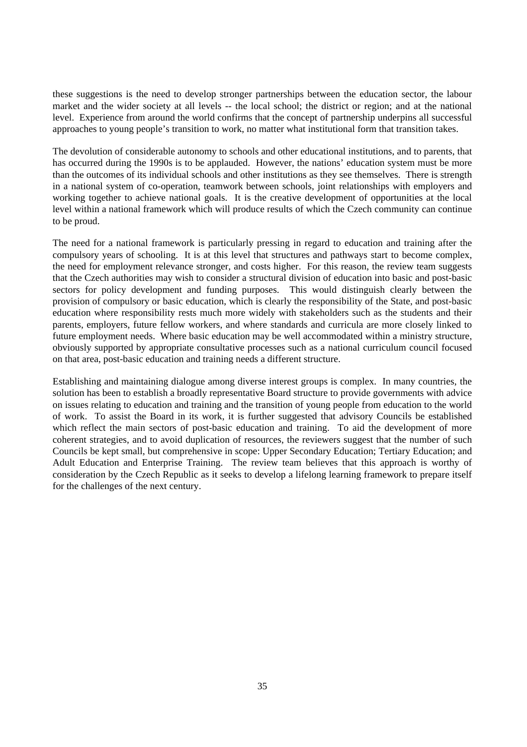these suggestions is the need to develop stronger partnerships between the education sector, the labour market and the wider society at all levels -- the local school; the district or region; and at the national level. Experience from around the world confirms that the concept of partnership underpins all successful approaches to young people's transition to work, no matter what institutional form that transition takes.

The devolution of considerable autonomy to schools and other educational institutions, and to parents, that has occurred during the 1990s is to be applauded. However, the nations' education system must be more than the outcomes of its individual schools and other institutions as they see themselves. There is strength in a national system of co-operation, teamwork between schools, joint relationships with employers and working together to achieve national goals. It is the creative development of opportunities at the local level within a national framework which will produce results of which the Czech community can continue to be proud.

The need for a national framework is particularly pressing in regard to education and training after the compulsory years of schooling. It is at this level that structures and pathways start to become complex, the need for employment relevance stronger, and costs higher. For this reason, the review team suggests that the Czech authorities may wish to consider a structural division of education into basic and post-basic sectors for policy development and funding purposes. This would distinguish clearly between the provision of compulsory or basic education, which is clearly the responsibility of the State, and post-basic education where responsibility rests much more widely with stakeholders such as the students and their parents, employers, future fellow workers, and where standards and curricula are more closely linked to future employment needs. Where basic education may be well accommodated within a ministry structure, obviously supported by appropriate consultative processes such as a national curriculum council focused on that area, post-basic education and training needs a different structure.

Establishing and maintaining dialogue among diverse interest groups is complex. In many countries, the solution has been to establish a broadly representative Board structure to provide governments with advice on issues relating to education and training and the transition of young people from education to the world of work. To assist the Board in its work, it is further suggested that advisory Councils be established which reflect the main sectors of post-basic education and training. To aid the development of more coherent strategies, and to avoid duplication of resources, the reviewers suggest that the number of such Councils be kept small, but comprehensive in scope: Upper Secondary Education; Tertiary Education; and Adult Education and Enterprise Training. The review team believes that this approach is worthy of consideration by the Czech Republic as it seeks to develop a lifelong learning framework to prepare itself for the challenges of the next century.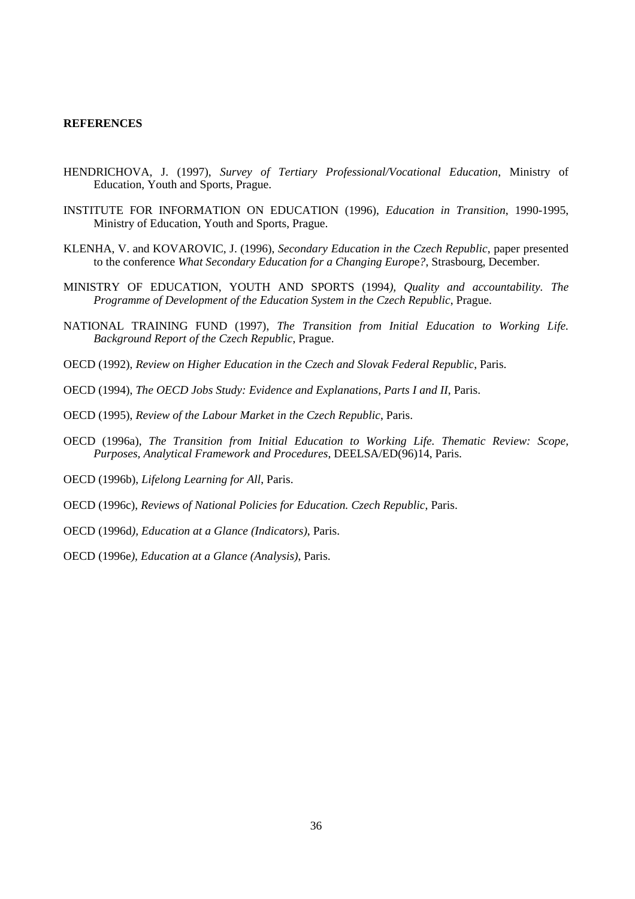**REFERENCES**

HENDRICHOVA, J. (1997), *Survey of Tertiary Professional/Vocational Education*, Ministry of Education, Youth and Sports, Prague.

INSTITUTE FOR INFORMATION ON EDUCATION (1996), *Education in Transition*, 1990-1995, Ministry of Education, Youth and Sports, Prague.

KLENHA, V. and KOVAROVIC, J. (1996), *Secondary Education in the Czech Republic*, paper presented to the conference *What Secondary Education for a Changing Europe?*, Strasbourg, December.

MINISTRY OF EDUCATION, YOUTH AND SPORTS (1994), *Quality and accountability. The Programme of Development of the Education System in the Czech Republic*, Prague.

NATIONAL TRAINING FUND (1997), *The Transition from Initial Education to Working Life. Background Report of the Czech Republic*, Prague.

OECD (1992), *Review on Higher Education in the Czech and Slovak Federal Republic*, Paris.

OECD (1994), *The OECD Jobs Study: Evidence and Explanations, Parts I and II*, Paris.

OECD (1995), *Review of the Labour Market in the Czech Republic*, Paris.

OECD (1996a), *The Transition from Initial Education to Working Life. Thematic Review: Scope, Purposes, Analytical Framework and Procedures*, DEELSA/ED(96)14, Paris.

OECD (1996b), *Lifelong Learning for All*, Paris.

OECD (1996c), *Reviews of National Policies for Education. Czech Republic*, Paris.

OECD (1996d), *Education at a Glance (Indicators)*, Paris.

OECD (1996e), *Education at a Glance (Analysis)*, Paris.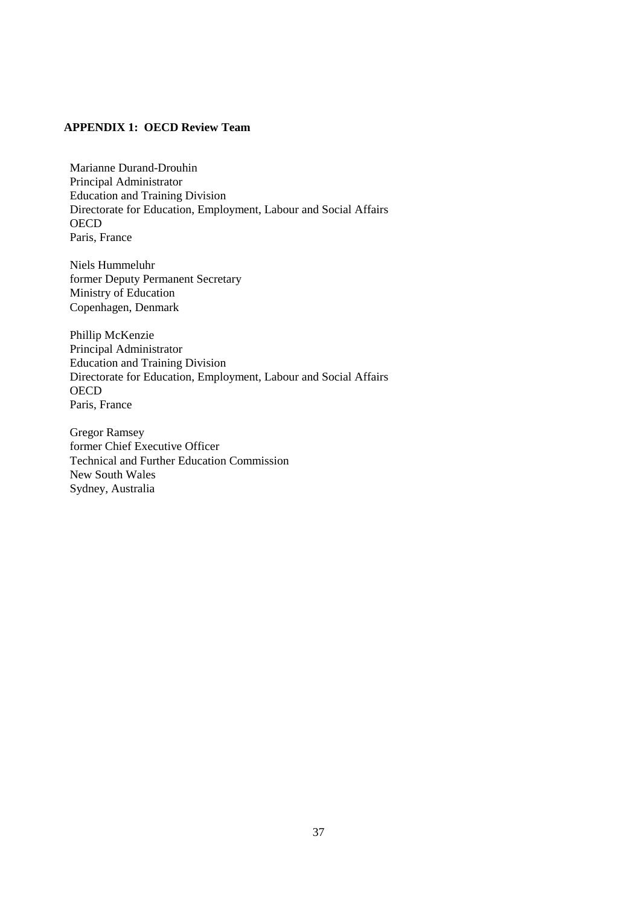## APPENDIX 1: OECD Review Team

Marianne Durand-Drouhin
Principal Administrator
Education and Training Division
Directorate for Education, Employment, Labour and Social Affairs
OECD
Paris, France

Niels Hummeluhr
former Deputy Permanent Secretary
Ministry of Education
Copenhagen, Denmark

Phillip McKenzie
Principal Administrator
Education and Training Division
Directorate for Education, Employment, Labour and Social Affairs
OECD
Paris, France

Gregor Ramsey
former Chief Executive Officer
Technical and Further Education Commission
New South Wales
Sydney, Australia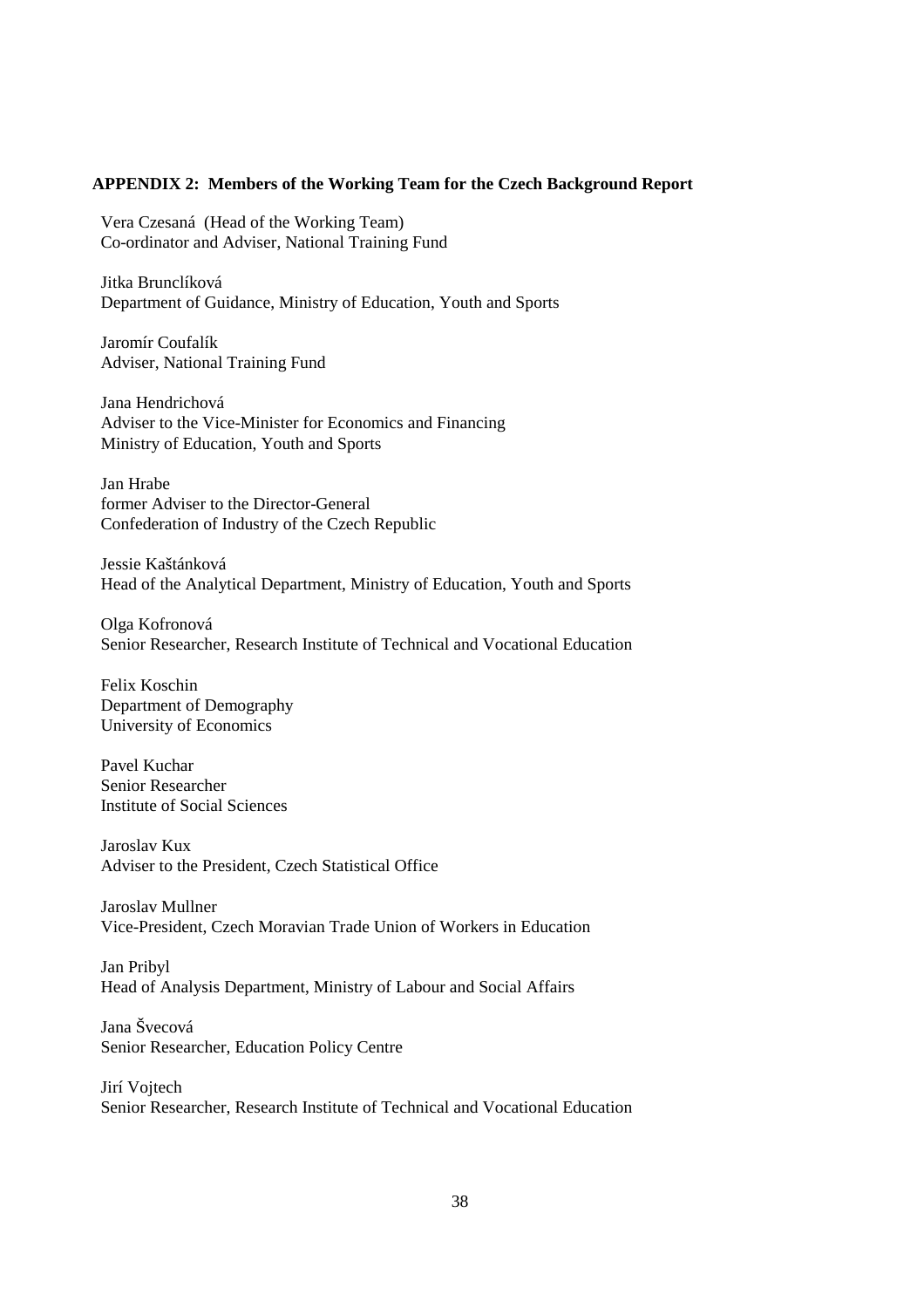## APPENDIX 2: Members of the Working Team for the Czech Background Report

Vera Czesaná (Head of the Working Team)
Co-ordinator and Adviser, National Training Fund

Jitka Brunclíková
Department of Guidance, Ministry of Education, Youth and Sports

Jaromír Coufalík
Adviser, National Training Fund

Jana Hendrichová
Adviser to the Vice-Minister for Economics and Financing
Ministry of Education, Youth and Sports

Jan Hrabe
former Adviser to the Director-General
Confederation of Industry of the Czech Republic

Jessie Kaštánková
Head of the Analytical Department, Ministry of Education, Youth and Sports

Olga Kofronová
Senior Researcher, Research Institute of Technical and Vocational Education

Felix Koschin
Department of Demography
University of Economics

Pavel Kuchar
Senior Researcher
Institute of Social Sciences

Jaroslav Kux
Adviser to the President, Czech Statistical Office

Jaroslav Mullner
Vice-President, Czech Moravian Trade Union of Workers in Education

Jan Pribyl
Head of Analysis Department, Ministry of Labour and Social Affairs

Jana Švecová
Senior Researcher, Education Policy Centre

Jirí Vojtech
Senior Researcher, Research Institute of Technical and Vocational Education